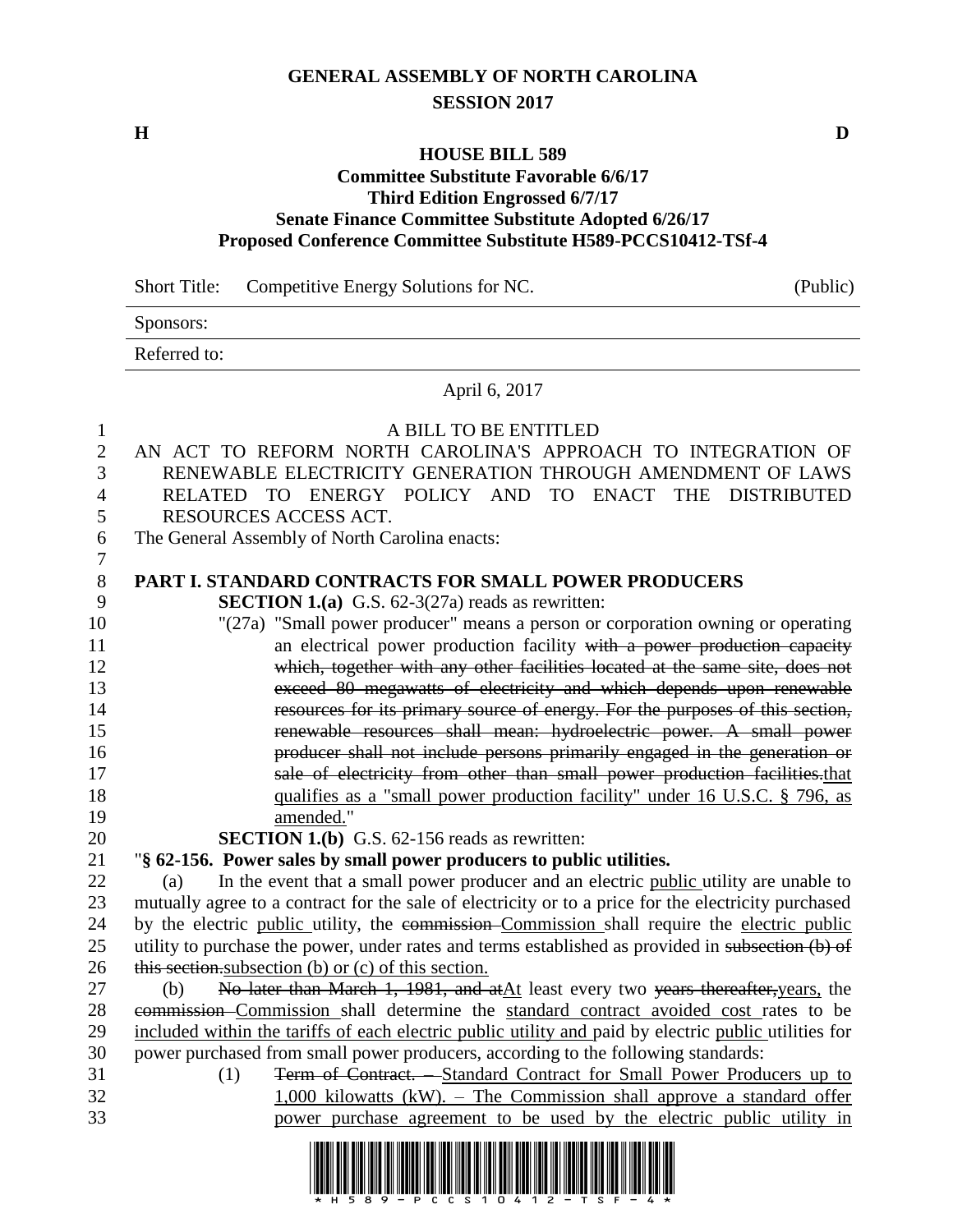# GENERAL ASSEMBLY OF NORTH CAROLINA
## SESSION 2017

**H** **D**

### HOUSE BILL 589
### Committee Substitute Favorable 6/6/17
### Third Edition Engrossed 6/7/17
### Senate Finance Committee Substitute Adopted 6/26/17
### Proposed Conference Committee Substitute H589-PCCS10412-TSf-4

| Short Title: | Competitive Energy Solutions for NC. | (Public) |
|---|---|---|
| Sponsors: | | |
| Referred to: | | |

April 6, 2017

A BILL TO BE ENTITLED

AN ACT TO REFORM NORTH CAROLINA'S APPROACH TO INTEGRATION OF RENEWABLE ELECTRICITY GENERATION THROUGH AMENDMENT OF LAWS RELATED TO ENERGY POLICY AND TO ENACT THE DISTRIBUTED RESOURCES ACCESS ACT.

The General Assembly of North Carolina enacts:

**PART I. STANDARD CONTRACTS FOR SMALL POWER PRODUCERS**

**SECTION 1.(a)** G.S. 62-3(27a) reads as rewritten:

"(27a) "Small power producer" means a person or corporation owning or operating an electrical power production facility ~~with a power production capacity which, together with any other facilities located at the same site, does not exceed 80 megawatts of electricity and which depends upon renewable resources for its primary source of energy. For the purposes of this section, renewable resources shall mean: hydroelectric power. A small power producer shall not include persons primarily engaged in the generation or sale of electricity from other than small power production facilities.~~that qualifies as a "small power production facility" under 16 U.S.C. § 796, as amended."

**SECTION 1.(b)** G.S. 62-156 reads as rewritten:

"**§ 62-156. Power sales by small power producers to public utilities.**

(a) In the event that a small power producer and an electric public utility are unable to mutually agree to a contract for the sale of electricity or to a price for the electricity purchased by the electric public utility, the ~~commission~~ Commission shall require the electric public utility to purchase the power, under rates and terms established as provided in ~~subsection (b) of this section.~~subsection (b) or (c) of this section.

(b) ~~No later than March 1, 1981, and at~~At least every two ~~years thereafter,~~years, the ~~commission~~ Commission shall determine the standard contract avoided cost rates to be included within the tariffs of each electric public utility and paid by electric public utilities for power purchased from small power producers, according to the following standards:

(1) ~~Term of Contract. –~~ Standard Contract for Small Power Producers up to 1,000 kilowatts (kW). – The Commission shall approve a standard offer power purchase agreement to be used by the electric public utility in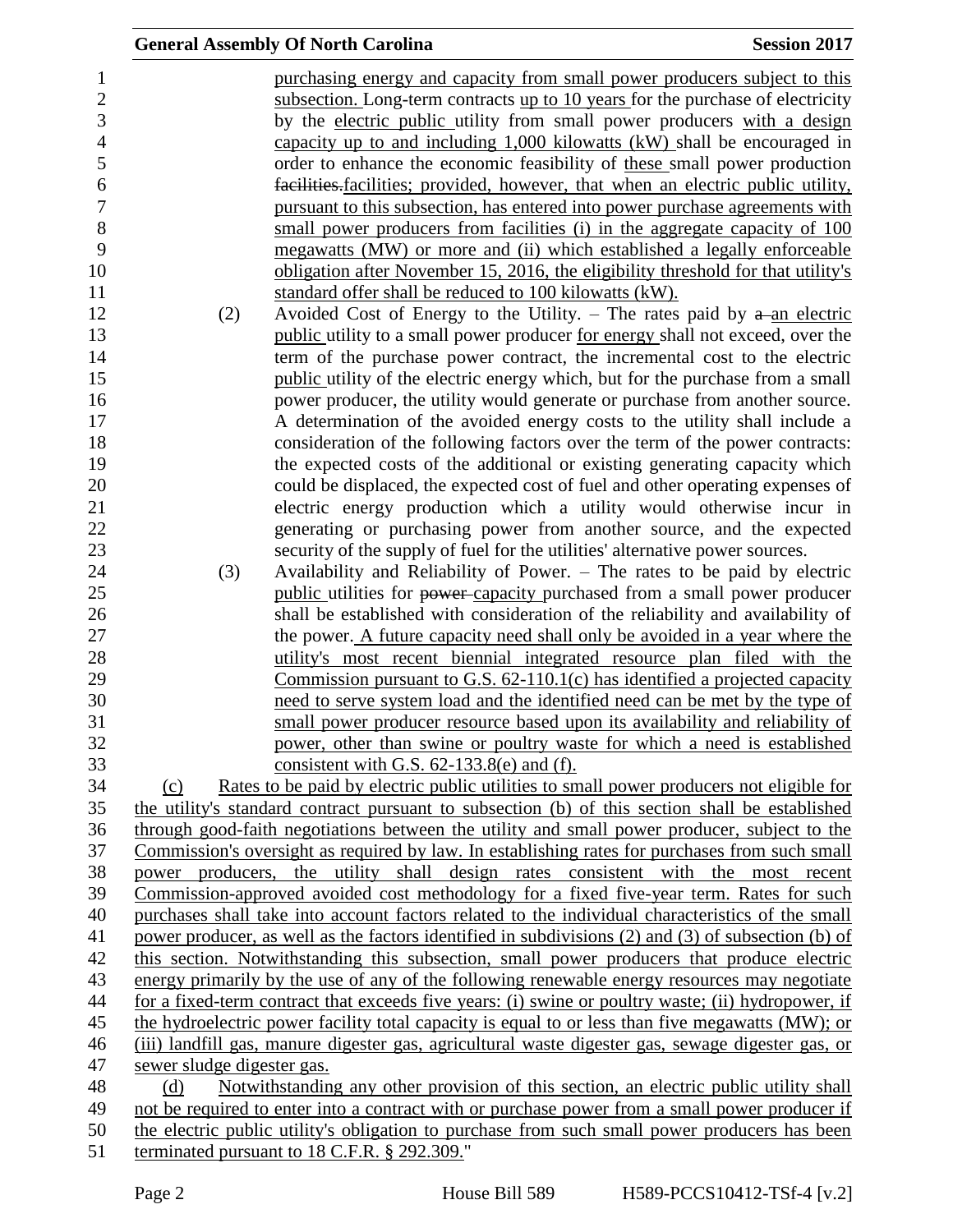purchasing energy and capacity from small power producers subject to this subsection. Long-term contracts up to 10 years for the purchase of electricity by the electric public utility from small power producers with a design capacity up to and including 1,000 kilowatts (kW) shall be encouraged in order to enhance the economic feasibility of these small power production facilities.facilities; provided, however, that when an electric public utility, pursuant to this subsection, has entered into power purchase agreements with small power producers from facilities (i) in the aggregate capacity of 100 megawatts (MW) or more and (ii) which established a legally enforceable obligation after November 15, 2016, the eligibility threshold for that utility's standard offer shall be reduced to 100 kilowatts (kW).

(2) Avoided Cost of Energy to the Utility. – The rates paid by a an electric public utility to a small power producer for energy shall not exceed, over the term of the purchase power contract, the incremental cost to the electric public utility of the electric energy which, but for the purchase from a small power producer, the utility would generate or purchase from another source. A determination of the avoided energy costs to the utility shall include a consideration of the following factors over the term of the power contracts: the expected costs of the additional or existing generating capacity which could be displaced, the expected cost of fuel and other operating expenses of electric energy production which a utility would otherwise incur in generating or purchasing power from another source, and the expected security of the supply of fuel for the utilities' alternative power sources.

(3) Availability and Reliability of Power. – The rates to be paid by electric public utilities for power capacity purchased from a small power producer shall be established with consideration of the reliability and availability of the power. A future capacity need shall only be avoided in a year where the utility's most recent biennial integrated resource plan filed with the Commission pursuant to G.S. 62-110.1(c) has identified a projected capacity need to serve system load and the identified need can be met by the type of small power producer resource based upon its availability and reliability of power, other than swine or poultry waste for which a need is established consistent with G.S. 62-133.8(e) and (f).

(c) Rates to be paid by electric public utilities to small power producers not eligible for the utility's standard contract pursuant to subsection (b) of this section shall be established through good-faith negotiations between the utility and small power producer, subject to the Commission's oversight as required by law. In establishing rates for purchases from such small power producers, the utility shall design rates consistent with the most recent Commission-approved avoided cost methodology for a fixed five-year term. Rates for such purchases shall take into account factors related to the individual characteristics of the small power producer, as well as the factors identified in subdivisions (2) and (3) of subsection (b) of this section. Notwithstanding this subsection, small power producers that produce electric energy primarily by the use of any of the following renewable energy resources may negotiate for a fixed-term contract that exceeds five years: (i) swine or poultry waste; (ii) hydropower, if the hydroelectric power facility total capacity is equal to or less than five megawatts (MW); or (iii) landfill gas, manure digester gas, agricultural waste digester gas, sewage digester gas, or sewer sludge digester gas.

(d) Notwithstanding any other provision of this section, an electric public utility shall not be required to enter into a contract with or purchase power from a small power producer if the electric public utility's obligation to purchase from such small power producers has been terminated pursuant to 18 C.F.R. § 292.309."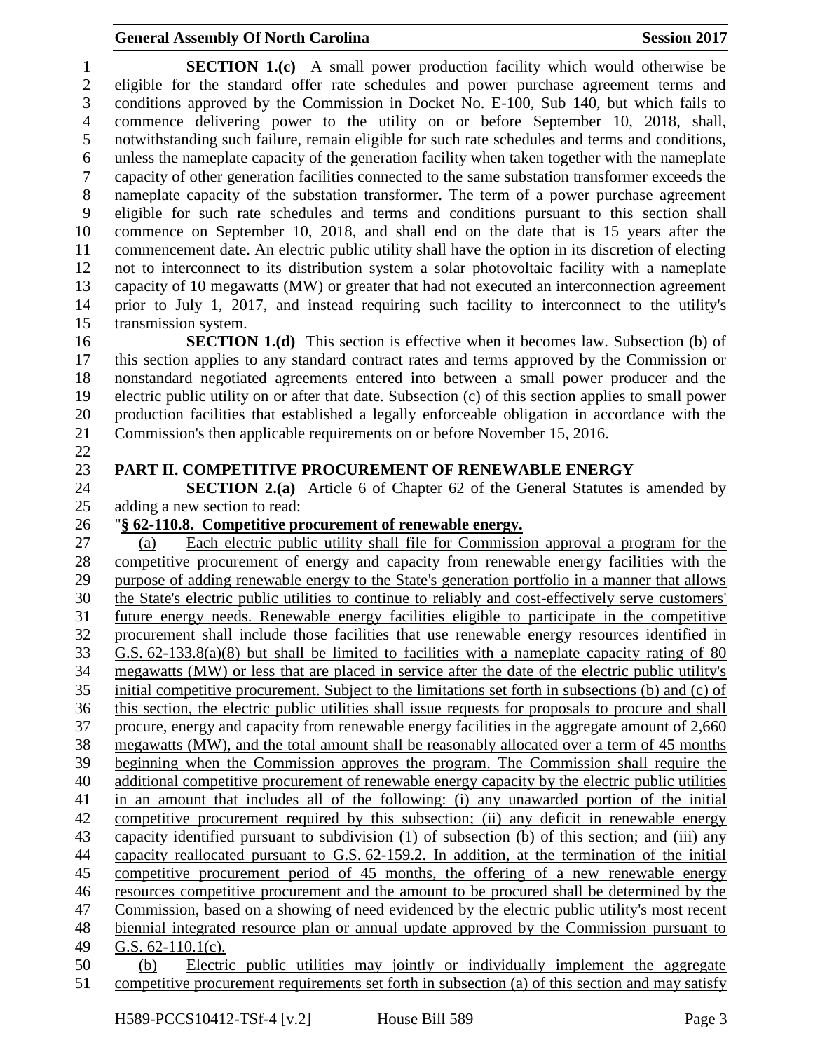**SECTION 1.(c)** A small power production facility which would otherwise be eligible for the standard offer rate schedules and power purchase agreement terms and conditions approved by the Commission in Docket No. E-100, Sub 140, but which fails to commence delivering power to the utility on or before September 10, 2018, shall, notwithstanding such failure, remain eligible for such rate schedules and terms and conditions, unless the nameplate capacity of the generation facility when taken together with the nameplate capacity of other generation facilities connected to the same substation transformer exceeds the nameplate capacity of the substation transformer. The term of a power purchase agreement eligible for such rate schedules and terms and conditions pursuant to this section shall commence on September 10, 2018, and shall end on the date that is 15 years after the commencement date. An electric public utility shall have the option in its discretion of electing not to interconnect to its distribution system a solar photovoltaic facility with a nameplate capacity of 10 megawatts (MW) or greater that had not executed an interconnection agreement prior to July 1, 2017, and instead requiring such facility to interconnect to the utility's transmission system.

**SECTION 1.(d)** This section is effective when it becomes law. Subsection (b) of this section applies to any standard contract rates and terms approved by the Commission or nonstandard negotiated agreements entered into between a small power producer and the electric public utility on or after that date. Subsection (c) of this section applies to small power production facilities that established a legally enforceable obligation in accordance with the Commission's then applicable requirements on or before November 15, 2016.

## PART II. COMPETITIVE PROCUREMENT OF RENEWABLE ENERGY

**SECTION 2.(a)** Article 6 of Chapter 62 of the General Statutes is amended by adding a new section to read:

"**§ 62-110.8. Competitive procurement of renewable energy.**

(a) Each electric public utility shall file for Commission approval a program for the competitive procurement of energy and capacity from renewable energy facilities with the purpose of adding renewable energy to the State's generation portfolio in a manner that allows the State's electric public utilities to continue to reliably and cost-effectively serve customers' future energy needs. Renewable energy facilities eligible to participate in the competitive procurement shall include those facilities that use renewable energy resources identified in G.S. 62-133.8(a)(8) but shall be limited to facilities with a nameplate capacity rating of 80 megawatts (MW) or less that are placed in service after the date of the electric public utility's initial competitive procurement. Subject to the limitations set forth in subsections (b) and (c) of this section, the electric public utilities shall issue requests for proposals to procure and shall procure, energy and capacity from renewable energy facilities in the aggregate amount of 2,660 megawatts (MW), and the total amount shall be reasonably allocated over a term of 45 months beginning when the Commission approves the program. The Commission shall require the additional competitive procurement of renewable energy capacity by the electric public utilities in an amount that includes all of the following: (i) any unawarded portion of the initial competitive procurement required by this subsection; (ii) any deficit in renewable energy capacity identified pursuant to subdivision (1) of subsection (b) of this section; and (iii) any capacity reallocated pursuant to G.S. 62-159.2. In addition, at the termination of the initial competitive procurement period of 45 months, the offering of a new renewable energy resources competitive procurement and the amount to be procured shall be determined by the Commission, based on a showing of need evidenced by the electric public utility's most recent biennial integrated resource plan or annual update approved by the Commission pursuant to G.S. 62-110.1(c).

(b) Electric public utilities may jointly or individually implement the aggregate competitive procurement requirements set forth in subsection (a) of this section and may satisfy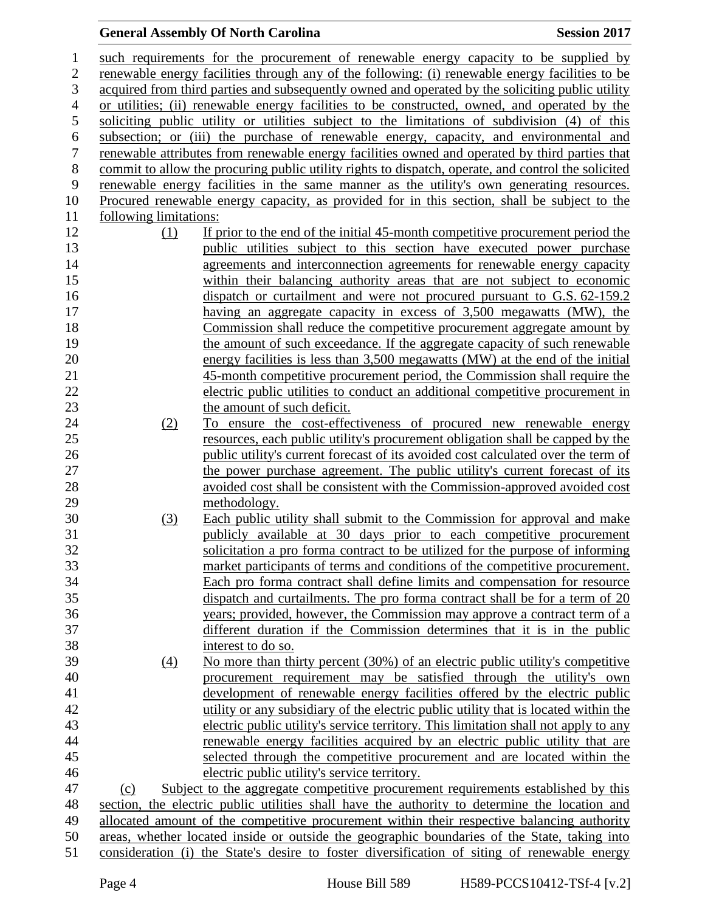such requirements for the procurement of renewable energy capacity to be supplied by renewable energy facilities through any of the following: (i) renewable energy facilities to be acquired from third parties and subsequently owned and operated by the soliciting public utility or utilities; (ii) renewable energy facilities to be constructed, owned, and operated by the soliciting public utility or utilities subject to the limitations of subdivision (4) of this subsection; or (iii) the purchase of renewable energy, capacity, and environmental and renewable attributes from renewable energy facilities owned and operated by third parties that commit to allow the procuring public utility rights to dispatch, operate, and control the solicited renewable energy facilities in the same manner as the utility's own generating resources. Procured renewable energy capacity, as provided for in this section, shall be subject to the following limitations:

(1) If prior to the end of the initial 45-month competitive procurement period the public utilities subject to this section have executed power purchase agreements and interconnection agreements for renewable energy capacity within their balancing authority areas that are not subject to economic dispatch or curtailment and were not procured pursuant to G.S. 62-159.2 having an aggregate capacity in excess of 3,500 megawatts (MW), the Commission shall reduce the competitive procurement aggregate amount by the amount of such exceedance. If the aggregate capacity of such renewable energy facilities is less than 3,500 megawatts (MW) at the end of the initial 45-month competitive procurement period, the Commission shall require the electric public utilities to conduct an additional competitive procurement in the amount of such deficit.

(2) To ensure the cost-effectiveness of procured new renewable energy resources, each public utility's procurement obligation shall be capped by the public utility's current forecast of its avoided cost calculated over the term of the power purchase agreement. The public utility's current forecast of its avoided cost shall be consistent with the Commission-approved avoided cost methodology.

(3) Each public utility shall submit to the Commission for approval and make publicly available at 30 days prior to each competitive procurement solicitation a pro forma contract to be utilized for the purpose of informing market participants of terms and conditions of the competitive procurement. Each pro forma contract shall define limits and compensation for resource dispatch and curtailments. The pro forma contract shall be for a term of 20 years; provided, however, the Commission may approve a contract term of a different duration if the Commission determines that it is in the public interest to do so.

(4) No more than thirty percent (30%) of an electric public utility's competitive procurement requirement may be satisfied through the utility's own development of renewable energy facilities offered by the electric public utility or any subsidiary of the electric public utility that is located within the electric public utility's service territory. This limitation shall not apply to any renewable energy facilities acquired by an electric public utility that are selected through the competitive procurement and are located within the electric public utility's service territory.

(c) Subject to the aggregate competitive procurement requirements established by this section, the electric public utilities shall have the authority to determine the location and allocated amount of the competitive procurement within their respective balancing authority areas, whether located inside or outside the geographic boundaries of the State, taking into consideration (i) the State's desire to foster diversification of siting of renewable energy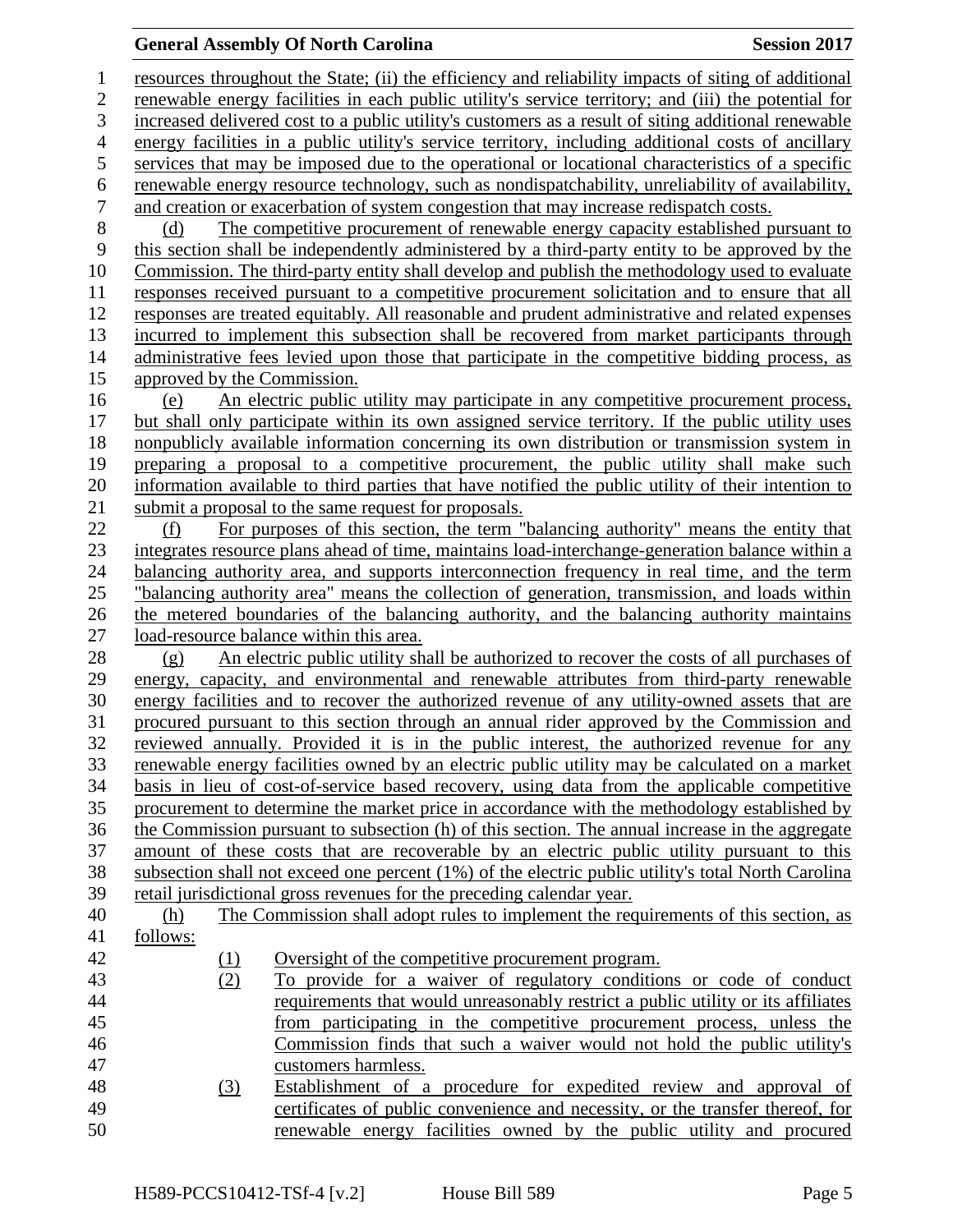resources throughout the State; (ii) the efficiency and reliability impacts of siting of additional renewable energy facilities in each public utility's service territory; and (iii) the potential for increased delivered cost to a public utility's customers as a result of siting additional renewable energy facilities in a public utility's service territory, including additional costs of ancillary services that may be imposed due to the operational or locational characteristics of a specific renewable energy resource technology, such as nondispatchability, unreliability of availability, and creation or exacerbation of system congestion that may increase redispatch costs.

(d) The competitive procurement of renewable energy capacity established pursuant to this section shall be independently administered by a third-party entity to be approved by the Commission. The third-party entity shall develop and publish the methodology used to evaluate responses received pursuant to a competitive procurement solicitation and to ensure that all responses are treated equitably. All reasonable and prudent administrative and related expenses incurred to implement this subsection shall be recovered from market participants through administrative fees levied upon those that participate in the competitive bidding process, as approved by the Commission.

(e) An electric public utility may participate in any competitive procurement process, but shall only participate within its own assigned service territory. If the public utility uses nonpublicly available information concerning its own distribution or transmission system in preparing a proposal to a competitive procurement, the public utility shall make such information available to third parties that have notified the public utility of their intention to submit a proposal to the same request for proposals.

(f) For purposes of this section, the term "balancing authority" means the entity that integrates resource plans ahead of time, maintains load-interchange-generation balance within a balancing authority area, and supports interconnection frequency in real time, and the term "balancing authority area" means the collection of generation, transmission, and loads within the metered boundaries of the balancing authority, and the balancing authority maintains load-resource balance within this area.

(g) An electric public utility shall be authorized to recover the costs of all purchases of energy, capacity, and environmental and renewable attributes from third-party renewable energy facilities and to recover the authorized revenue of any utility-owned assets that are procured pursuant to this section through an annual rider approved by the Commission and reviewed annually. Provided it is in the public interest, the authorized revenue for any renewable energy facilities owned by an electric public utility may be calculated on a market basis in lieu of cost-of-service based recovery, using data from the applicable competitive procurement to determine the market price in accordance with the methodology established by the Commission pursuant to subsection (h) of this section. The annual increase in the aggregate amount of these costs that are recoverable by an electric public utility pursuant to this subsection shall not exceed one percent (1%) of the electric public utility's total North Carolina retail jurisdictional gross revenues for the preceding calendar year.

(h) The Commission shall adopt rules to implement the requirements of this section, as follows:

(1) Oversight of the competitive procurement program.

(2) To provide for a waiver of regulatory conditions or code of conduct requirements that would unreasonably restrict a public utility or its affiliates from participating in the competitive procurement process, unless the Commission finds that such a waiver would not hold the public utility's customers harmless.

(3) Establishment of a procedure for expedited review and approval of certificates of public convenience and necessity, or the transfer thereof, for renewable energy facilities owned by the public utility and procured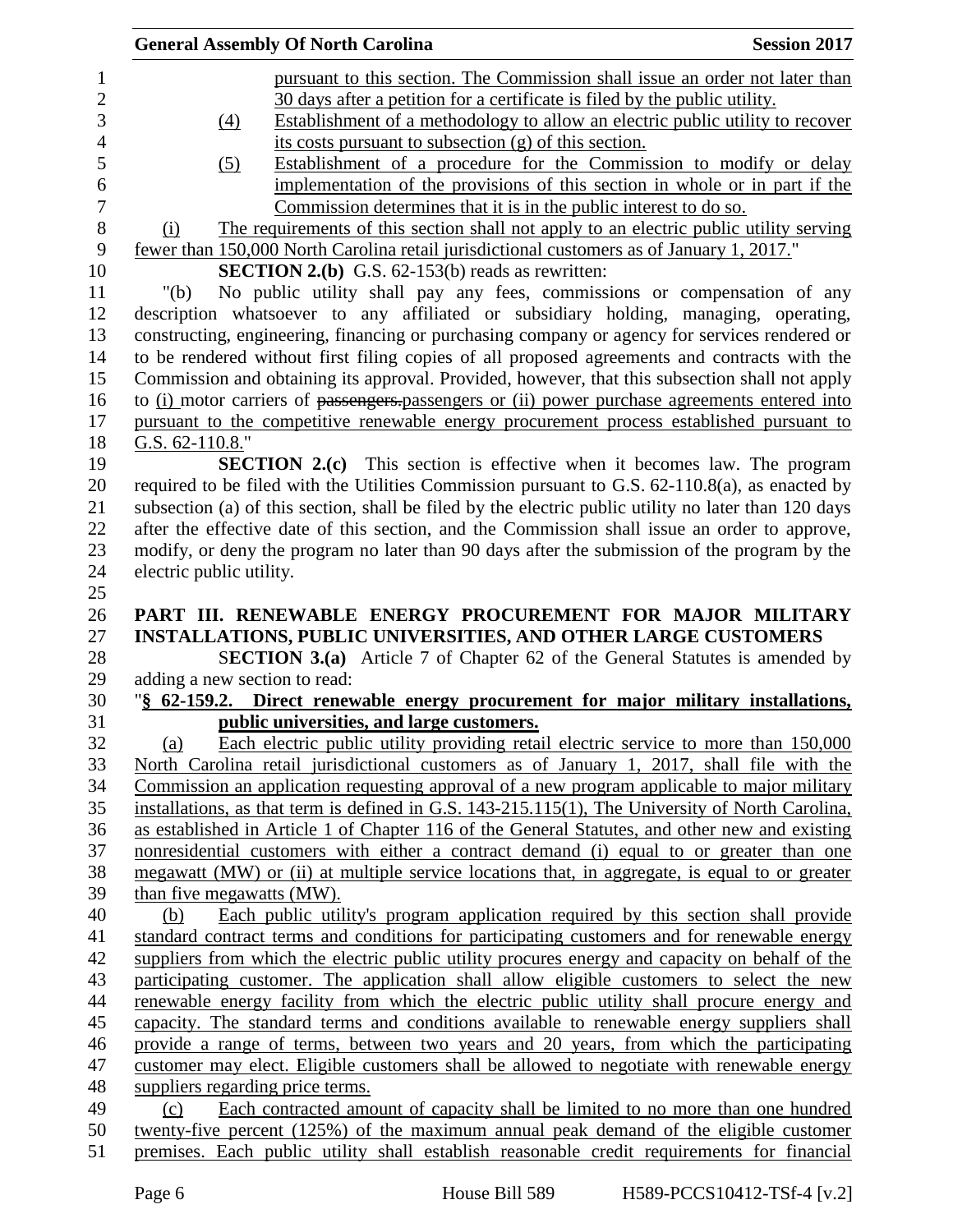pursuant to this section. The Commission shall issue an order not later than 30 days after a petition for a certificate is filed by the public utility.

(4) Establishment of a methodology to allow an electric public utility to recover its costs pursuant to subsection (g) of this section.

(5) Establishment of a procedure for the Commission to modify or delay implementation of the provisions of this section in whole or in part if the Commission determines that it is in the public interest to do so.

(i) The requirements of this section shall not apply to an electric public utility serving fewer than 150,000 North Carolina retail jurisdictional customers as of January 1, 2017."

**SECTION 2.(b)** G.S. 62-153(b) reads as rewritten:

"(b) No public utility shall pay any fees, commissions or compensation of any description whatsoever to any affiliated or subsidiary holding, managing, operating, constructing, engineering, financing or purchasing company or agency for services rendered or to be rendered without first filing copies of all proposed agreements and contracts with the Commission and obtaining its approval. Provided, however, that this subsection shall not apply to (i) motor carriers of ~~passengers.~~passengers or (ii) power purchase agreements entered into pursuant to the competitive renewable energy procurement process established pursuant to G.S. 62-110.8."

**SECTION 2.(c)** This section is effective when it becomes law. The program required to be filed with the Utilities Commission pursuant to G.S. 62-110.8(a), as enacted by subsection (a) of this section, shall be filed by the electric public utility no later than 120 days after the effective date of this section, and the Commission shall issue an order to approve, modify, or deny the program no later than 90 days after the submission of the program by the electric public utility.

**PART III. RENEWABLE ENERGY PROCUREMENT FOR MAJOR MILITARY INSTALLATIONS, PUBLIC UNIVERSITIES, AND OTHER LARGE CUSTOMERS**

**SECTION 3.(a)** Article 7 of Chapter 62 of the General Statutes is amended by adding a new section to read:

"**§ 62-159.2. Direct renewable energy procurement for major military installations, public universities, and large customers.**

(a) Each electric public utility providing retail electric service to more than 150,000 North Carolina retail jurisdictional customers as of January 1, 2017, shall file with the Commission an application requesting approval of a new program applicable to major military installations, as that term is defined in G.S. 143-215.115(1), The University of North Carolina, as established in Article 1 of Chapter 116 of the General Statutes, and other new and existing nonresidential customers with either a contract demand (i) equal to or greater than one megawatt (MW) or (ii) at multiple service locations that, in aggregate, is equal to or greater than five megawatts (MW).

(b) Each public utility's program application required by this section shall provide standard contract terms and conditions for participating customers and for renewable energy suppliers from which the electric public utility procures energy and capacity on behalf of the participating customer. The application shall allow eligible customers to select the new renewable energy facility from which the electric public utility shall procure energy and capacity. The standard terms and conditions available to renewable energy suppliers shall provide a range of terms, between two years and 20 years, from which the participating customer may elect. Eligible customers shall be allowed to negotiate with renewable energy suppliers regarding price terms.

(c) Each contracted amount of capacity shall be limited to no more than one hundred twenty-five percent (125%) of the maximum annual peak demand of the eligible customer premises. Each public utility shall establish reasonable credit requirements for financial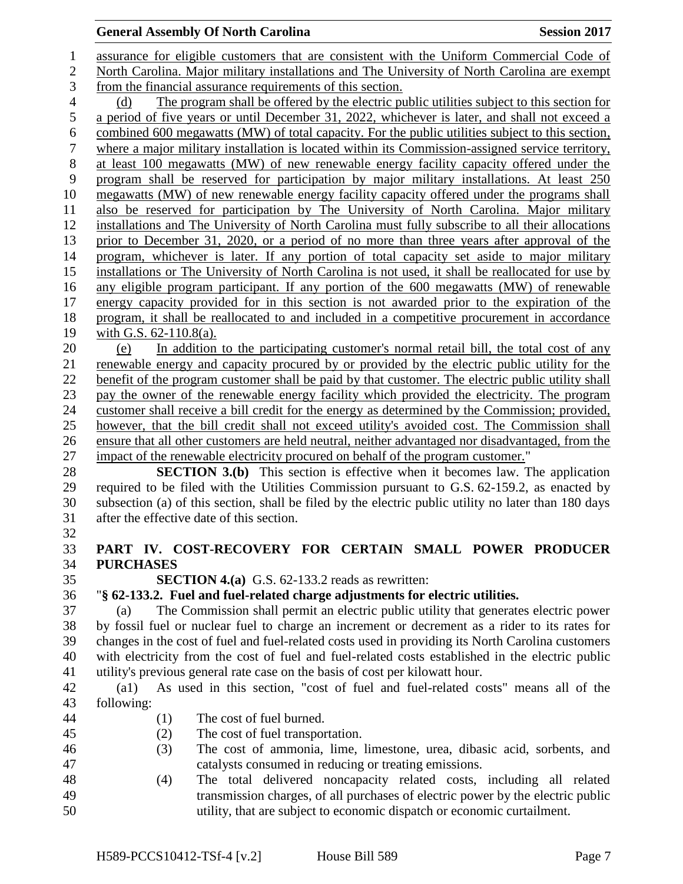assurance for eligible customers that are consistent with the Uniform Commercial Code of North Carolina. Major military installations and The University of North Carolina are exempt from the financial assurance requirements of this section.

(d) The program shall be offered by the electric public utilities subject to this section for a period of five years or until December 31, 2022, whichever is later, and shall not exceed a combined 600 megawatts (MW) of total capacity. For the public utilities subject to this section, where a major military installation is located within its Commission-assigned service territory, at least 100 megawatts (MW) of new renewable energy facility capacity offered under the program shall be reserved for participation by major military installations. At least 250 megawatts (MW) of new renewable energy facility capacity offered under the programs shall also be reserved for participation by The University of North Carolina. Major military installations and The University of North Carolina must fully subscribe to all their allocations prior to December 31, 2020, or a period of no more than three years after approval of the program, whichever is later. If any portion of total capacity set aside to major military installations or The University of North Carolina is not used, it shall be reallocated for use by any eligible program participant. If any portion of the 600 megawatts (MW) of renewable energy capacity provided for in this section is not awarded prior to the expiration of the program, it shall be reallocated to and included in a competitive procurement in accordance with G.S. 62-110.8(a).

(e) In addition to the participating customer's normal retail bill, the total cost of any renewable energy and capacity procured by or provided by the electric public utility for the benefit of the program customer shall be paid by that customer. The electric public utility shall pay the owner of the renewable energy facility which provided the electricity. The program customer shall receive a bill credit for the energy as determined by the Commission; provided, however, that the bill credit shall not exceed utility's avoided cost. The Commission shall ensure that all other customers are held neutral, neither advantaged nor disadvantaged, from the impact of the renewable electricity procured on behalf of the program customer."

**SECTION 3.(b)** This section is effective when it becomes law. The application required to be filed with the Utilities Commission pursuant to G.S. 62-159.2, as enacted by subsection (a) of this section, shall be filed by the electric public utility no later than 180 days after the effective date of this section.

**PART IV. COST-RECOVERY FOR CERTAIN SMALL POWER PRODUCER PURCHASES**

**SECTION 4.(a)** G.S. 62-133.2 reads as rewritten:

"**§ 62-133.2. Fuel and fuel-related charge adjustments for electric utilities.**

(a) The Commission shall permit an electric public utility that generates electric power by fossil fuel or nuclear fuel to charge an increment or decrement as a rider to its rates for changes in the cost of fuel and fuel-related costs used in providing its North Carolina customers with electricity from the cost of fuel and fuel-related costs established in the electric public utility's previous general rate case on the basis of cost per kilowatt hour.

(a1) As used in this section, "cost of fuel and fuel-related costs" means all of the following:

(1) The cost of fuel burned.
(2) The cost of fuel transportation.
(3) The cost of ammonia, lime, limestone, urea, dibasic acid, sorbents, and catalysts consumed in reducing or treating emissions.
(4) The total delivered noncapacity related costs, including all related transmission charges, of all purchases of electric power by the electric public utility, that are subject to economic dispatch or economic curtailment.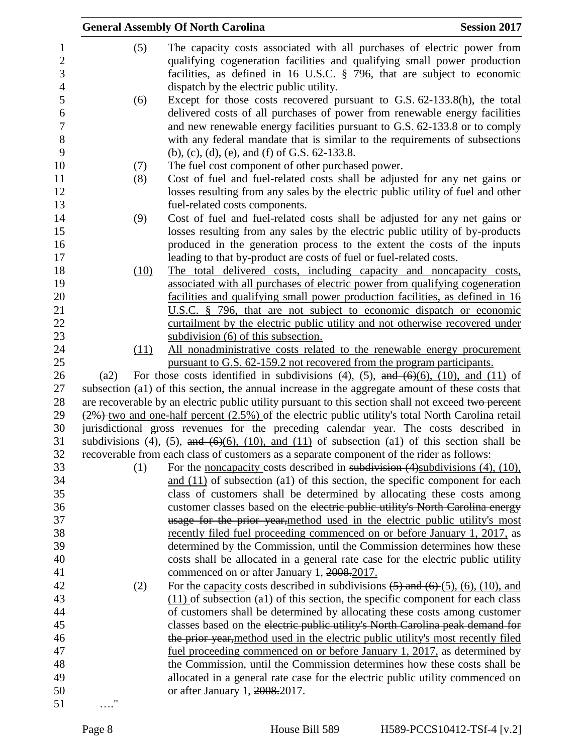(5) The capacity costs associated with all purchases of electric power from qualifying cogeneration facilities and qualifying small power production facilities, as defined in 16 U.S.C. § 796, that are subject to economic dispatch by the electric public utility.

(6) Except for those costs recovered pursuant to G.S. 62-133.8(h), the total delivered costs of all purchases of power from renewable energy facilities and new renewable energy facilities pursuant to G.S. 62-133.8 or to comply with any federal mandate that is similar to the requirements of subsections (b), (c), (d), (e), and (f) of G.S. 62-133.8.

(7) The fuel cost component of other purchased power.

(8) Cost of fuel and fuel-related costs shall be adjusted for any net gains or losses resulting from any sales by the electric public utility of fuel and other fuel-related costs components.

(9) Cost of fuel and fuel-related costs shall be adjusted for any net gains or losses resulting from any sales by the electric public utility of by-products produced in the generation process to the extent the costs of the inputs leading to that by-product are costs of fuel or fuel-related costs.

<u>(10) The total delivered costs, including capacity and noncapacity costs, associated with all purchases of electric power from qualifying cogeneration facilities and qualifying small power production facilities, as defined in 16 U.S.C. § 796, that are not subject to economic dispatch or economic curtailment by the electric public utility and not otherwise recovered under subdivision (6) of this subsection.</u>

<u>(11) All nonadministrative costs related to the renewable energy procurement pursuant to G.S. 62-159.2 not recovered from the program participants.</u>

(a2) For those costs identified in subdivisions (4), (5), ~~and (6)~~<u>(6), (10), and (11)</u> of subsection (a1) of this section, the annual increase in the aggregate amount of these costs that are recoverable by an electric public utility pursuant to this section shall not exceed ~~two percent (2%)~~ <u>two and one-half percent (2.5%)</u> of the electric public utility's total North Carolina retail jurisdictional gross revenues for the preceding calendar year. The costs described in subdivisions (4), (5), ~~and (6)~~<u>(6), (10), and (11)</u> of subsection (a1) of this section shall be recoverable from each class of customers as a separate component of the rider as follows:

(1) For the <u>noncapacity</u> costs described in ~~subdivision (4)~~<u>subdivisions (4), (10), and (11)</u> of subsection (a1) of this section, the specific component for each class of customers shall be determined by allocating these costs among customer classes based on the ~~electric public utility's North Carolina energy usage for the prior year,~~<u>method used in the electric public utility's most recently filed fuel proceeding commenced on or before January 1, 2017,</u> as determined by the Commission, until the Commission determines how these costs shall be allocated in a general rate case for the electric public utility commenced on or after January 1, ~~2008.~~<u>2017.</u>

(2) For the <u>capacity</u> costs described in subdivisions ~~(5) and (6)~~ <u>(5), (6), (10), and (11)</u> of subsection (a1) of this section, the specific component for each class of customers shall be determined by allocating these costs among customer classes based on the ~~electric public utility's North Carolina peak demand for the prior year,~~<u>method used in the electric public utility's most recently filed fuel proceeding commenced on or before January 1, 2017,</u> as determined by the Commission, until the Commission determines how these costs shall be allocated in a general rate case for the electric public utility commenced on or after January 1, ~~2008.~~<u>2017.</u>

…."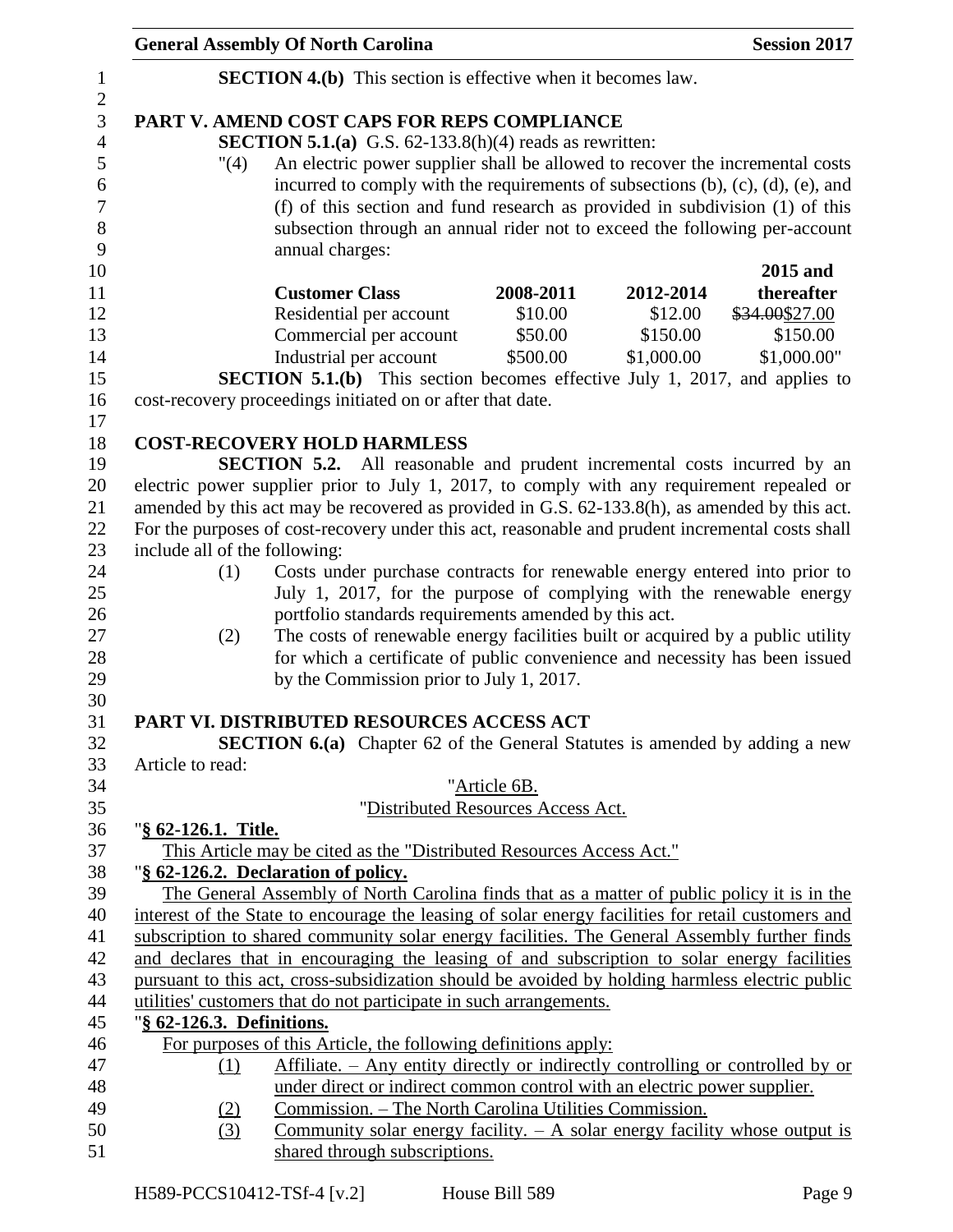**SECTION 4.(b)** This section is effective when it becomes law.

**PART V. AMEND COST CAPS FOR REPS COMPLIANCE**

**SECTION 5.1.(a)** G.S. 62-133.8(h)(4) reads as rewritten:

"(4) An electric power supplier shall be allowed to recover the incremental costs incurred to comply with the requirements of subsections (b), (c), (d), (e), and (f) of this section and fund research as provided in subdivision (1) of this subsection through an annual rider not to exceed the following per-account annual charges:

| Customer Class | 2008-2011 | 2012-2014 | 2015 and thereafter |
|---|---|---|---|
| Residential per account | \$10.00 | \$12.00 | ~~\$34.00~~\$27.00 |
| Commercial per account | \$50.00 | \$150.00 | \$150.00 |
| Industrial per account | \$500.00 | \$1,000.00 | \$1,000.00" |

**SECTION 5.1.(b)** This section becomes effective July 1, 2017, and applies to cost-recovery proceedings initiated on or after that date.

**COST-RECOVERY HOLD HARMLESS**

**SECTION 5.2.** All reasonable and prudent incremental costs incurred by an electric power supplier prior to July 1, 2017, to comply with any requirement repealed or amended by this act may be recovered as provided in G.S. 62-133.8(h), as amended by this act. For the purposes of cost-recovery under this act, reasonable and prudent incremental costs shall include all of the following:

(1) Costs under purchase contracts for renewable energy entered into prior to July 1, 2017, for the purpose of complying with the renewable energy portfolio standards requirements amended by this act.

(2) The costs of renewable energy facilities built or acquired by a public utility for which a certificate of public convenience and necessity has been issued by the Commission prior to July 1, 2017.

**PART VI. DISTRIBUTED RESOURCES ACCESS ACT**

**SECTION 6.(a)** Chapter 62 of the General Statutes is amended by adding a new Article to read:

"<u>Article 6B.</u>

"<u>Distributed Resources Access Act.</u>

"**<u>§ 62-126.1. Title.</u>**

<u>This Article may be cited as the "Distributed Resources Access Act."</u>

"**<u>§ 62-126.2. Declaration of policy.</u>**

<u>The General Assembly of North Carolina finds that as a matter of public policy it is in the interest of the State to encourage the leasing of solar energy facilities for retail customers and subscription to shared community solar energy facilities. The General Assembly further finds and declares that in encouraging the leasing of and subscription to solar energy facilities pursuant to this act, cross-subsidization should be avoided by holding harmless electric public utilities' customers that do not participate in such arrangements.</u>

"**<u>§ 62-126.3. Definitions.</u>**

<u>For purposes of this Article, the following definitions apply:</u>

<u>(1)</u> <u>Affiliate. – Any entity directly or indirectly controlling or controlled by or under direct or indirect common control with an electric power supplier.</u>

<u>(2)</u> <u>Commission. – The North Carolina Utilities Commission.</u>

<u>(3)</u> <u>Community solar energy facility. – A solar energy facility whose output is shared through subscriptions.</u>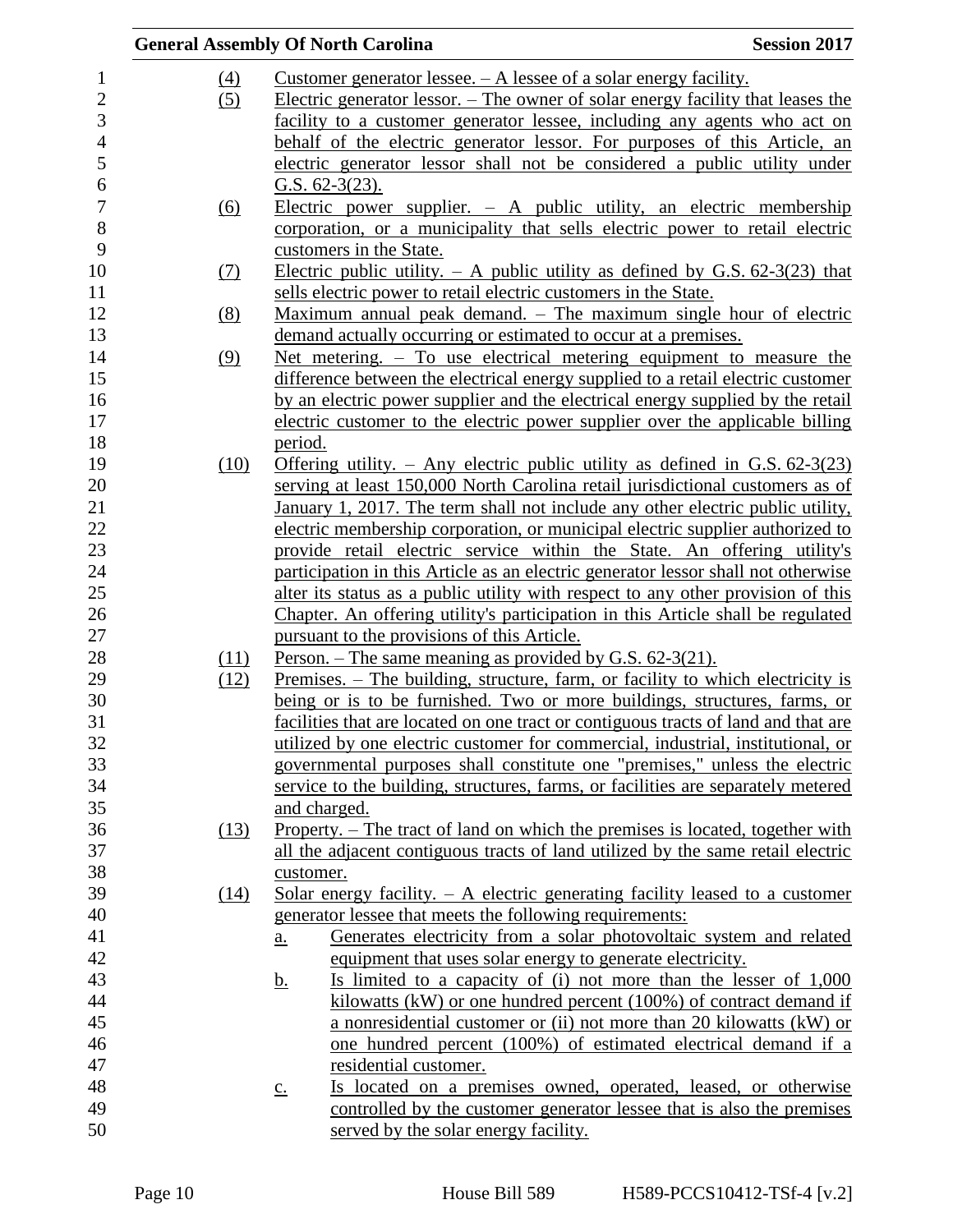(4) Customer generator lessee. – A lessee of a solar energy facility.

(5) Electric generator lessor. – The owner of solar energy facility that leases the facility to a customer generator lessee, including any agents who act on behalf of the electric generator lessor. For purposes of this Article, an electric generator lessor shall not be considered a public utility under G.S. 62-3(23).

(6) Electric power supplier. – A public utility, an electric membership corporation, or a municipality that sells electric power to retail electric customers in the State.

(7) Electric public utility. – A public utility as defined by G.S. 62-3(23) that sells electric power to retail electric customers in the State.

(8) Maximum annual peak demand. – The maximum single hour of electric demand actually occurring or estimated to occur at a premises.

(9) Net metering. – To use electrical metering equipment to measure the difference between the electrical energy supplied to a retail electric customer by an electric power supplier and the electrical energy supplied by the retail electric customer to the electric power supplier over the applicable billing period.

(10) Offering utility. – Any electric public utility as defined in G.S. 62-3(23) serving at least 150,000 North Carolina retail jurisdictional customers as of January 1, 2017. The term shall not include any other electric public utility, electric membership corporation, or municipal electric supplier authorized to provide retail electric service within the State. An offering utility's participation in this Article as an electric generator lessor shall not otherwise alter its status as a public utility with respect to any other provision of this Chapter. An offering utility's participation in this Article shall be regulated pursuant to the provisions of this Article.

(11) Person. – The same meaning as provided by G.S. 62-3(21).

(12) Premises. – The building, structure, farm, or facility to which electricity is being or is to be furnished. Two or more buildings, structures, farms, or facilities that are located on one tract or contiguous tracts of land and that are utilized by one electric customer for commercial, industrial, institutional, or governmental purposes shall constitute one "premises," unless the electric service to the building, structures, farms, or facilities are separately metered and charged.

(13) Property. – The tract of land on which the premises is located, together with all the adjacent contiguous tracts of land utilized by the same retail electric customer.

(14) Solar energy facility. – A electric generating facility leased to a customer generator lessee that meets the following requirements:

a. Generates electricity from a solar photovoltaic system and related equipment that uses solar energy to generate electricity.

b. Is limited to a capacity of (i) not more than the lesser of 1,000 kilowatts (kW) or one hundred percent (100%) of contract demand if a nonresidential customer or (ii) not more than 20 kilowatts (kW) or one hundred percent (100%) of estimated electrical demand if a residential customer.

c. Is located on a premises owned, operated, leased, or otherwise controlled by the customer generator lessee that is also the premises served by the solar energy facility.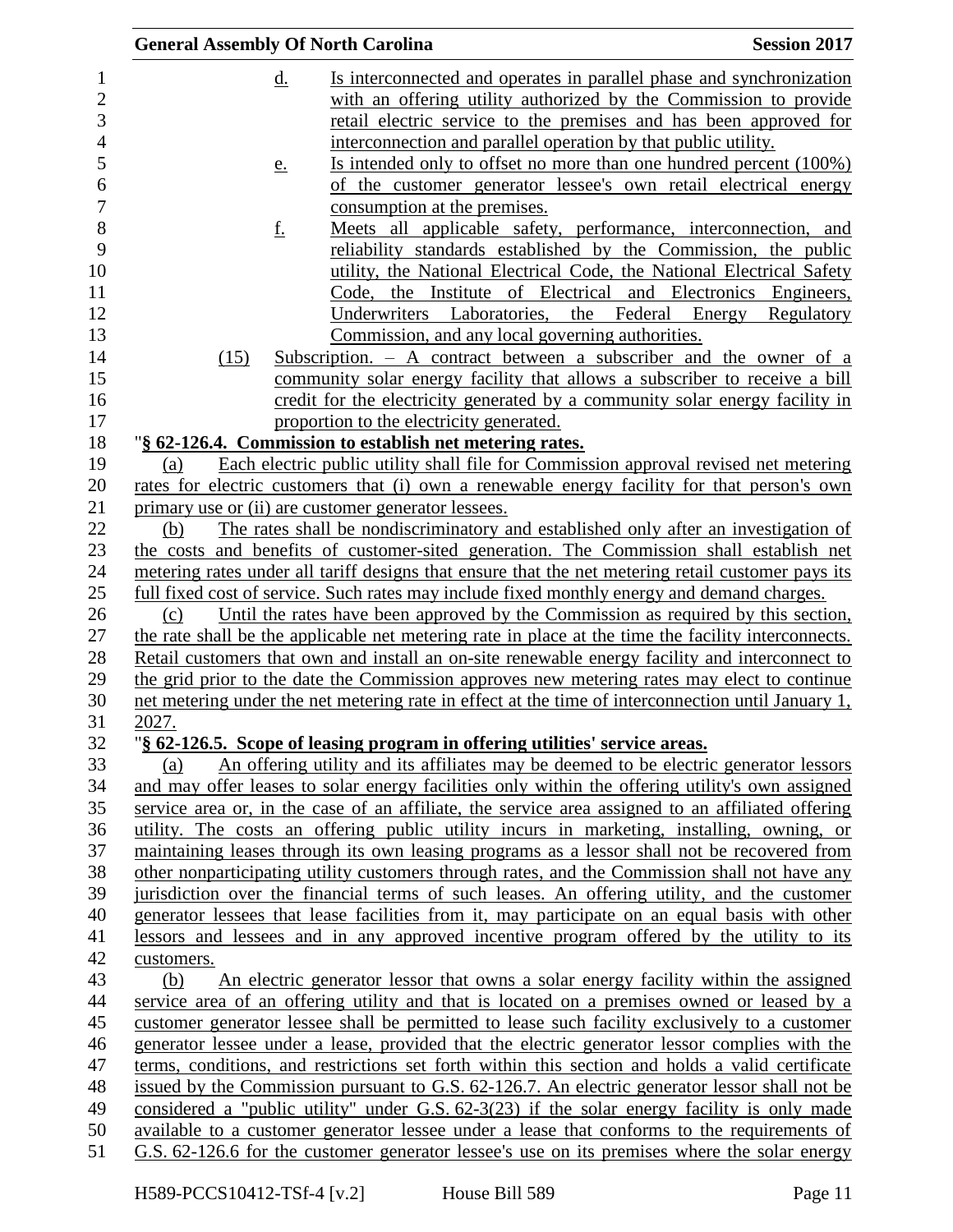d. Is interconnected and operates in parallel phase and synchronization with an offering utility authorized by the Commission to provide retail electric service to the premises and has been approved for interconnection and parallel operation by that public utility.

e. Is intended only to offset no more than one hundred percent (100%) of the customer generator lessee's own retail electrical energy consumption at the premises.

f. Meets all applicable safety, performance, interconnection, and reliability standards established by the Commission, the public utility, the National Electrical Code, the National Electrical Safety Code, the Institute of Electrical and Electronics Engineers, Underwriters Laboratories, the Federal Energy Regulatory Commission, and any local governing authorities.

(15) Subscription. – A contract between a subscriber and the owner of a community solar energy facility that allows a subscriber to receive a bill credit for the electricity generated by a community solar energy facility in proportion to the electricity generated.

"**§ 62-126.4. Commission to establish net metering rates.**

(a) Each electric public utility shall file for Commission approval revised net metering rates for electric customers that (i) own a renewable energy facility for that person's own primary use or (ii) are customer generator lessees.

(b) The rates shall be nondiscriminatory and established only after an investigation of the costs and benefits of customer-sited generation. The Commission shall establish net metering rates under all tariff designs that ensure that the net metering retail customer pays its full fixed cost of service. Such rates may include fixed monthly energy and demand charges.

(c) Until the rates have been approved by the Commission as required by this section, the rate shall be the applicable net metering rate in place at the time the facility interconnects. Retail customers that own and install an on-site renewable energy facility and interconnect to the grid prior to the date the Commission approves new metering rates may elect to continue net metering under the net metering rate in effect at the time of interconnection until January 1, 2027.

"**§ 62-126.5. Scope of leasing program in offering utilities' service areas.**

(a) An offering utility and its affiliates may be deemed to be electric generator lessors and may offer leases to solar energy facilities only within the offering utility's own assigned service area or, in the case of an affiliate, the service area assigned to an affiliated offering utility. The costs an offering public utility incurs in marketing, installing, owning, or maintaining leases through its own leasing programs as a lessor shall not be recovered from other nonparticipating utility customers through rates, and the Commission shall not have any jurisdiction over the financial terms of such leases. An offering utility, and the customer generator lessees that lease facilities from it, may participate on an equal basis with other lessors and lessees and in any approved incentive program offered by the utility to its customers.

(b) An electric generator lessor that owns a solar energy facility within the assigned service area of an offering utility and that is located on a premises owned or leased by a customer generator lessee shall be permitted to lease such facility exclusively to a customer generator lessee under a lease, provided that the electric generator lessor complies with the terms, conditions, and restrictions set forth within this section and holds a valid certificate issued by the Commission pursuant to G.S. 62-126.7. An electric generator lessor shall not be considered a "public utility" under G.S. 62-3(23) if the solar energy facility is only made available to a customer generator lessee under a lease that conforms to the requirements of G.S. 62-126.6 for the customer generator lessee's use on its premises where the solar energy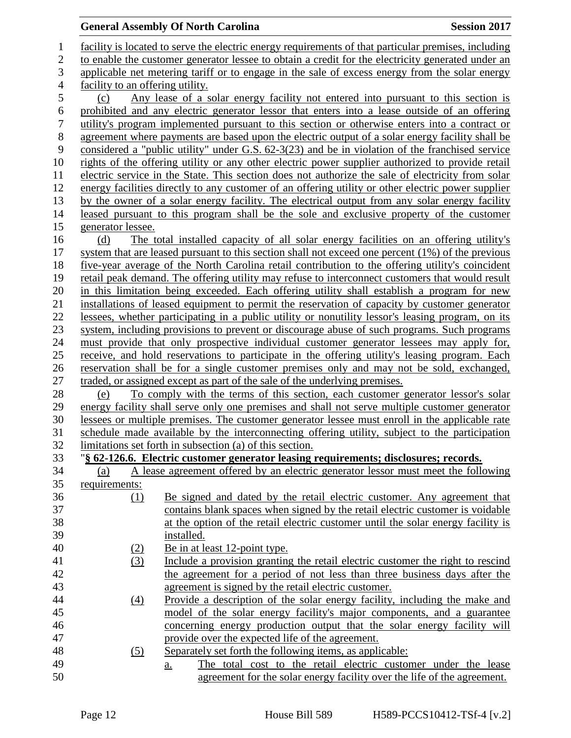facility is located to serve the electric energy requirements of that particular premises, including to enable the customer generator lessee to obtain a credit for the electricity generated under an applicable net metering tariff or to engage in the sale of excess energy from the solar energy facility to an offering utility.

(c) Any lease of a solar energy facility not entered into pursuant to this section is prohibited and any electric generator lessor that enters into a lease outside of an offering utility's program implemented pursuant to this section or otherwise enters into a contract or agreement where payments are based upon the electric output of a solar energy facility shall be considered a "public utility" under G.S. 62-3(23) and be in violation of the franchised service rights of the offering utility or any other electric power supplier authorized to provide retail electric service in the State. This section does not authorize the sale of electricity from solar energy facilities directly to any customer of an offering utility or other electric power supplier by the owner of a solar energy facility. The electrical output from any solar energy facility leased pursuant to this program shall be the sole and exclusive property of the customer generator lessee.

(d) The total installed capacity of all solar energy facilities on an offering utility's system that are leased pursuant to this section shall not exceed one percent (1%) of the previous five-year average of the North Carolina retail contribution to the offering utility's coincident retail peak demand. The offering utility may refuse to interconnect customers that would result in this limitation being exceeded. Each offering utility shall establish a program for new installations of leased equipment to permit the reservation of capacity by customer generator lessees, whether participating in a public utility or nonutility lessor's leasing program, on its system, including provisions to prevent or discourage abuse of such programs. Such programs must provide that only prospective individual customer generator lessees may apply for, receive, and hold reservations to participate in the offering utility's leasing program. Each reservation shall be for a single customer premises only and may not be sold, exchanged, traded, or assigned except as part of the sale of the underlying premises.

(e) To comply with the terms of this section, each customer generator lessor's solar energy facility shall serve only one premises and shall not serve multiple customer generator lessees or multiple premises. The customer generator lessee must enroll in the applicable rate schedule made available by the interconnecting offering utility, subject to the participation limitations set forth in subsection (a) of this section.

"**§ 62-126.6. Electric customer generator leasing requirements; disclosures; records.**

(a) A lease agreement offered by an electric generator lessor must meet the following requirements:

(1) Be signed and dated by the retail electric customer. Any agreement that contains blank spaces when signed by the retail electric customer is voidable at the option of the retail electric customer until the solar energy facility is installed.

(2) Be in at least 12-point type.

(3) Include a provision granting the retail electric customer the right to rescind the agreement for a period of not less than three business days after the agreement is signed by the retail electric customer.

(4) Provide a description of the solar energy facility, including the make and model of the solar energy facility's major components, and a guarantee concerning energy production output that the solar energy facility will provide over the expected life of the agreement.

(5) Separately set forth the following items, as applicable:

a. The total cost to the retail electric customer under the lease agreement for the solar energy facility over the life of the agreement.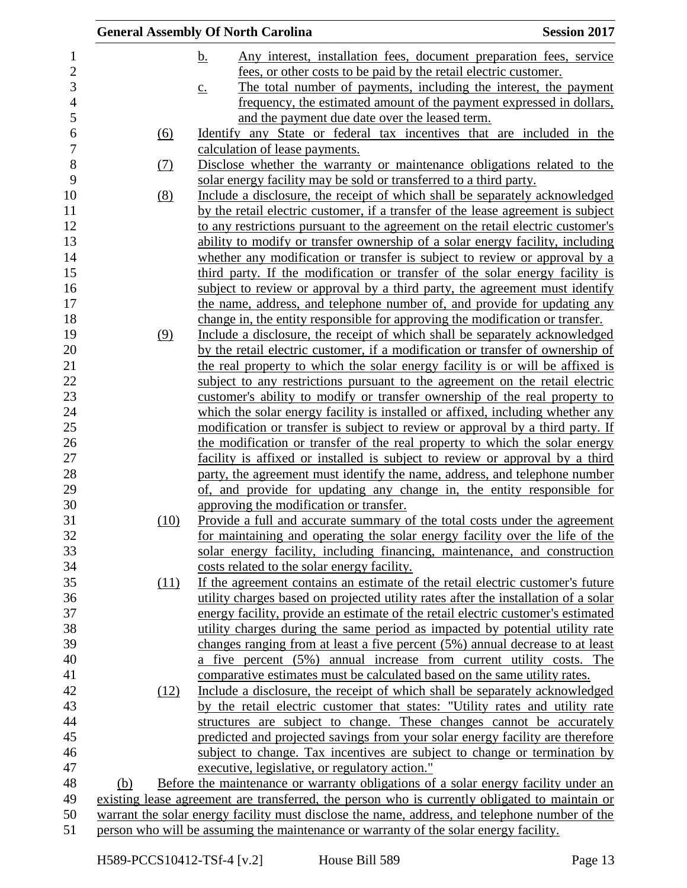b. Any interest, installation fees, document preparation fees, service fees, or other costs to be paid by the retail electric customer.

c. The total number of payments, including the interest, the payment frequency, the estimated amount of the payment expressed in dollars, and the payment due date over the leased term.

(6) Identify any State or federal tax incentives that are included in the calculation of lease payments.

(7) Disclose whether the warranty or maintenance obligations related to the solar energy facility may be sold or transferred to a third party.

(8) Include a disclosure, the receipt of which shall be separately acknowledged by the retail electric customer, if a transfer of the lease agreement is subject to any restrictions pursuant to the agreement on the retail electric customer's ability to modify or transfer ownership of a solar energy facility, including whether any modification or transfer is subject to review or approval by a third party. If the modification or transfer of the solar energy facility is subject to review or approval by a third party, the agreement must identify the name, address, and telephone number of, and provide for updating any change in, the entity responsible for approving the modification or transfer.

(9) Include a disclosure, the receipt of which shall be separately acknowledged by the retail electric customer, if a modification or transfer of ownership of the real property to which the solar energy facility is or will be affixed is subject to any restrictions pursuant to the agreement on the retail electric customer's ability to modify or transfer ownership of the real property to which the solar energy facility is installed or affixed, including whether any modification or transfer is subject to review or approval by a third party. If the modification or transfer of the real property to which the solar energy facility is affixed or installed is subject to review or approval by a third party, the agreement must identify the name, address, and telephone number of, and provide for updating any change in, the entity responsible for approving the modification or transfer.

(10) Provide a full and accurate summary of the total costs under the agreement for maintaining and operating the solar energy facility over the life of the solar energy facility, including financing, maintenance, and construction costs related to the solar energy facility.

(11) If the agreement contains an estimate of the retail electric customer's future utility charges based on projected utility rates after the installation of a solar energy facility, provide an estimate of the retail electric customer's estimated utility charges during the same period as impacted by potential utility rate changes ranging from at least a five percent (5%) annual decrease to at least a five percent (5%) annual increase from current utility costs. The comparative estimates must be calculated based on the same utility rates.

(12) Include a disclosure, the receipt of which shall be separately acknowledged by the retail electric customer that states: "Utility rates and utility rate structures are subject to change. These changes cannot be accurately predicted and projected savings from your solar energy facility are therefore subject to change. Tax incentives are subject to change or termination by executive, legislative, or regulatory action."

(b) Before the maintenance or warranty obligations of a solar energy facility under an existing lease agreement are transferred, the person who is currently obligated to maintain or warrant the solar energy facility must disclose the name, address, and telephone number of the person who will be assuming the maintenance or warranty of the solar energy facility.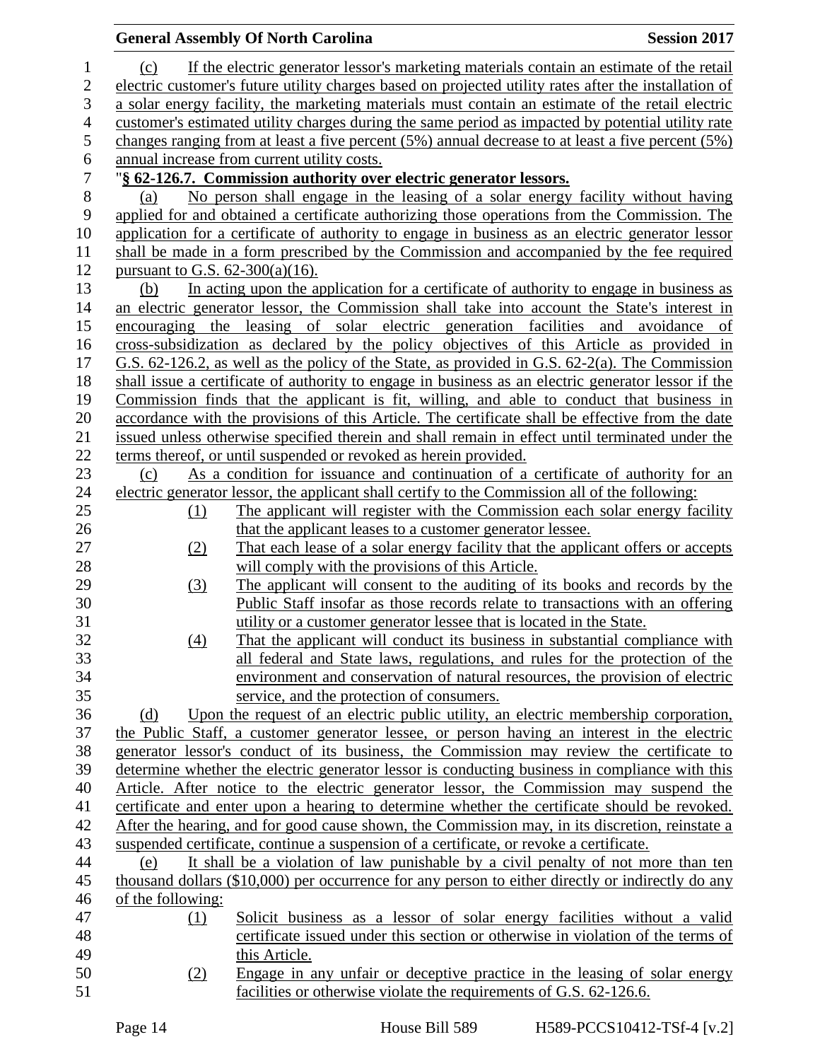(c) If the electric generator lessor's marketing materials contain an estimate of the retail electric customer's future utility charges based on projected utility rates after the installation of a solar energy facility, the marketing materials must contain an estimate of the retail electric customer's estimated utility charges during the same period as impacted by potential utility rate changes ranging from at least a five percent (5%) annual decrease to at least a five percent (5%) annual increase from current utility costs.

"**§ 62-126.7. Commission authority over electric generator lessors.**

(a) No person shall engage in the leasing of a solar energy facility without having applied for and obtained a certificate authorizing those operations from the Commission. The application for a certificate of authority to engage in business as an electric generator lessor shall be made in a form prescribed by the Commission and accompanied by the fee required pursuant to G.S. 62-300(a)(16).

(b) In acting upon the application for a certificate of authority to engage in business as an electric generator lessor, the Commission shall take into account the State's interest in encouraging the leasing of solar electric generation facilities and avoidance of cross-subsidization as declared by the policy objectives of this Article as provided in G.S. 62-126.2, as well as the policy of the State, as provided in G.S. 62-2(a). The Commission shall issue a certificate of authority to engage in business as an electric generator lessor if the Commission finds that the applicant is fit, willing, and able to conduct that business in accordance with the provisions of this Article. The certificate shall be effective from the date issued unless otherwise specified therein and shall remain in effect until terminated under the terms thereof, or until suspended or revoked as herein provided.

(c) As a condition for issuance and continuation of a certificate of authority for an electric generator lessor, the applicant shall certify to the Commission all of the following:

(1) The applicant will register with the Commission each solar energy facility that the applicant leases to a customer generator lessee.

(2) That each lease of a solar energy facility that the applicant offers or accepts will comply with the provisions of this Article.

(3) The applicant will consent to the auditing of its books and records by the Public Staff insofar as those records relate to transactions with an offering utility or a customer generator lessee that is located in the State.

(4) That the applicant will conduct its business in substantial compliance with all federal and State laws, regulations, and rules for the protection of the environment and conservation of natural resources, the provision of electric service, and the protection of consumers.

(d) Upon the request of an electric public utility, an electric membership corporation, the Public Staff, a customer generator lessee, or person having an interest in the electric generator lessor's conduct of its business, the Commission may review the certificate to determine whether the electric generator lessor is conducting business in compliance with this Article. After notice to the electric generator lessor, the Commission may suspend the certificate and enter upon a hearing to determine whether the certificate should be revoked. After the hearing, and for good cause shown, the Commission may, in its discretion, reinstate a suspended certificate, continue a suspension of a certificate, or revoke a certificate.

(e) It shall be a violation of law punishable by a civil penalty of not more than ten thousand dollars ($10,000) per occurrence for any person to either directly or indirectly do any of the following:

(1) Solicit business as a lessor of solar energy facilities without a valid certificate issued under this section or otherwise in violation of the terms of this Article.

(2) Engage in any unfair or deceptive practice in the leasing of solar energy facilities or otherwise violate the requirements of G.S. 62-126.6.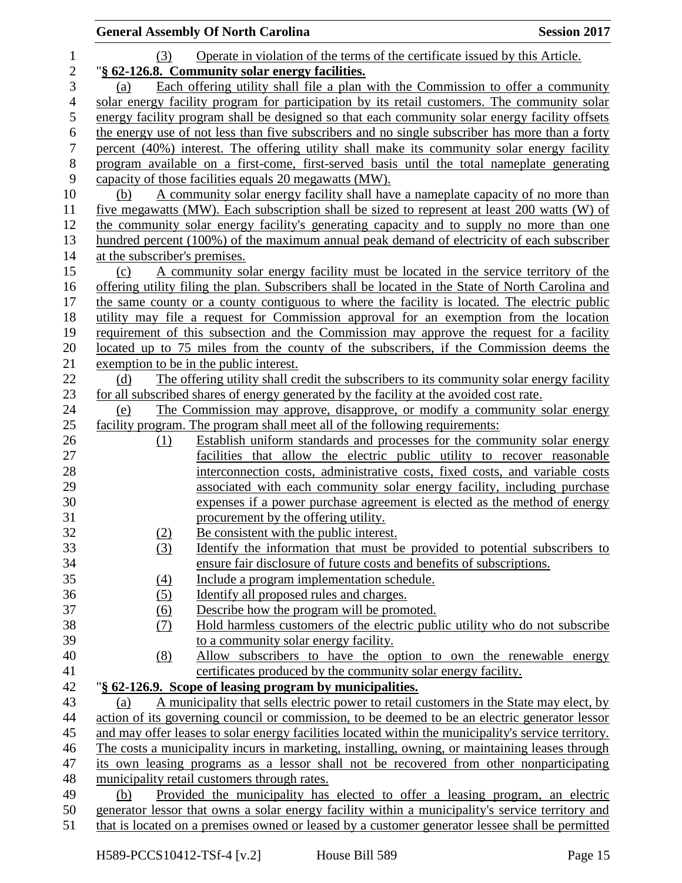(3) Operate in violation of the terms of the certificate issued by this Article.

"**§ 62-126.8. Community solar energy facilities.**

(a) Each offering utility shall file a plan with the Commission to offer a community solar energy facility program for participation by its retail customers. The community solar energy facility program shall be designed so that each community solar energy facility offsets the energy use of not less than five subscribers and no single subscriber has more than a forty percent (40%) interest. The offering utility shall make its community solar energy facility program available on a first-come, first-served basis until the total nameplate generating capacity of those facilities equals 20 megawatts (MW).

(b) A community solar energy facility shall have a nameplate capacity of no more than five megawatts (MW). Each subscription shall be sized to represent at least 200 watts (W) of the community solar energy facility's generating capacity and to supply no more than one hundred percent (100%) of the maximum annual peak demand of electricity of each subscriber at the subscriber's premises.

(c) A community solar energy facility must be located in the service territory of the offering utility filing the plan. Subscribers shall be located in the State of North Carolina and the same county or a county contiguous to where the facility is located. The electric public utility may file a request for Commission approval for an exemption from the location requirement of this subsection and the Commission may approve the request for a facility located up to 75 miles from the county of the subscribers, if the Commission deems the exemption to be in the public interest.

(d) The offering utility shall credit the subscribers to its community solar energy facility for all subscribed shares of energy generated by the facility at the avoided cost rate.

(e) The Commission may approve, disapprove, or modify a community solar energy facility program. The program shall meet all of the following requirements:

(1) Establish uniform standards and processes for the community solar energy facilities that allow the electric public utility to recover reasonable interconnection costs, administrative costs, fixed costs, and variable costs associated with each community solar energy facility, including purchase expenses if a power purchase agreement is elected as the method of energy procurement by the offering utility.

(2) Be consistent with the public interest.

(3) Identify the information that must be provided to potential subscribers to ensure fair disclosure of future costs and benefits of subscriptions.

(4) Include a program implementation schedule.

(5) Identify all proposed rules and charges.

(6) Describe how the program will be promoted.

(7) Hold harmless customers of the electric public utility who do not subscribe to a community solar energy facility.

(8) Allow subscribers to have the option to own the renewable energy certificates produced by the community solar energy facility.

"**§ 62-126.9. Scope of leasing program by municipalities.**

(a) A municipality that sells electric power to retail customers in the State may elect, by action of its governing council or commission, to be deemed to be an electric generator lessor and may offer leases to solar energy facilities located within the municipality's service territory. The costs a municipality incurs in marketing, installing, owning, or maintaining leases through its own leasing programs as a lessor shall not be recovered from other nonparticipating municipality retail customers through rates.

(b) Provided the municipality has elected to offer a leasing program, an electric generator lessor that owns a solar energy facility within a municipality's service territory and that is located on a premises owned or leased by a customer generator lessee shall be permitted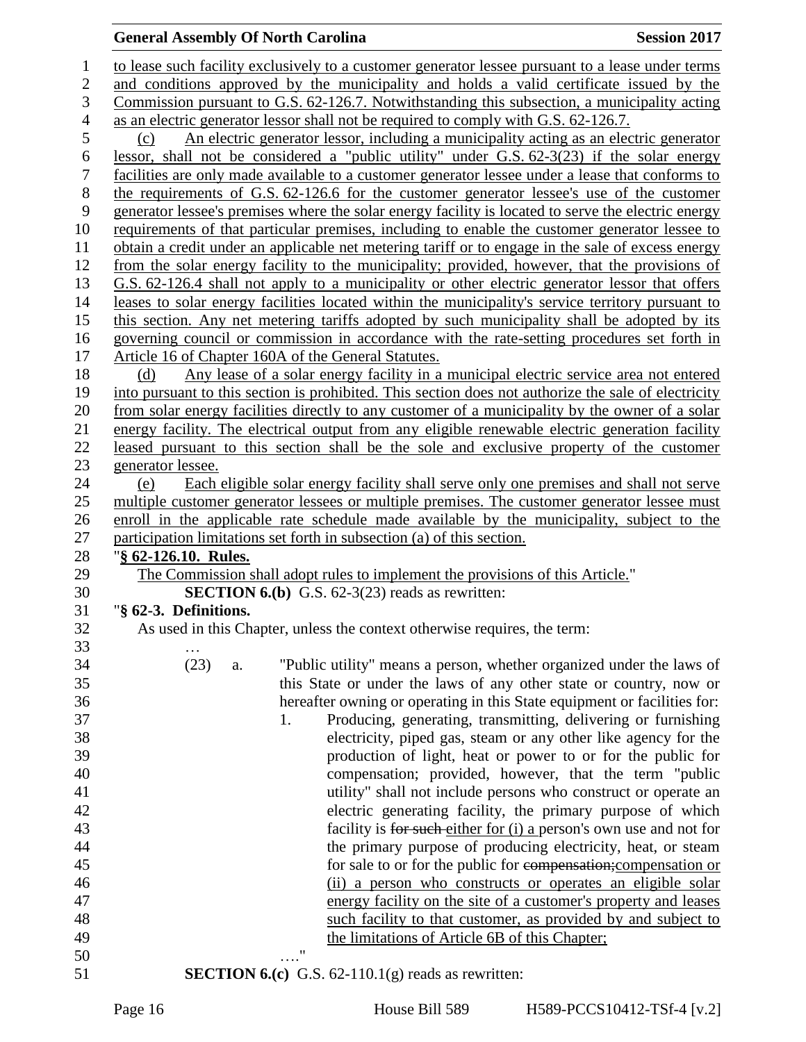to lease such facility exclusively to a customer generator lessee pursuant to a lease under terms and conditions approved by the municipality and holds a valid certificate issued by the Commission pursuant to G.S. 62-126.7. Notwithstanding this subsection, a municipality acting as an electric generator lessor shall not be required to comply with G.S. 62-126.7.

(c) An electric generator lessor, including a municipality acting as an electric generator lessor, shall not be considered a "public utility" under G.S. 62-3(23) if the solar energy facilities are only made available to a customer generator lessee under a lease that conforms to the requirements of G.S. 62-126.6 for the customer generator lessee's use of the customer generator lessee's premises where the solar energy facility is located to serve the electric energy requirements of that particular premises, including to enable the customer generator lessee to obtain a credit under an applicable net metering tariff or to engage in the sale of excess energy from the solar energy facility to the municipality; provided, however, that the provisions of G.S. 62-126.4 shall not apply to a municipality or other electric generator lessor that offers leases to solar energy facilities located within the municipality's service territory pursuant to this section. Any net metering tariffs adopted by such municipality shall be adopted by its governing council or commission in accordance with the rate-setting procedures set forth in Article 16 of Chapter 160A of the General Statutes.

(d) Any lease of a solar energy facility in a municipal electric service area not entered into pursuant to this section is prohibited. This section does not authorize the sale of electricity from solar energy facilities directly to any customer of a municipality by the owner of a solar energy facility. The electrical output from any eligible renewable electric generation facility leased pursuant to this section shall be the sole and exclusive property of the customer generator lessee.

(e) Each eligible solar energy facility shall serve only one premises and shall not serve multiple customer generator lessees or multiple premises. The customer generator lessee must enroll in the applicable rate schedule made available by the municipality, subject to the participation limitations set forth in subsection (a) of this section.

"**§ 62-126.10. Rules.**

The Commission shall adopt rules to implement the provisions of this Article."

**SECTION 6.(b)** G.S. 62-3(23) reads as rewritten:

"**§ 62-3. Definitions.**

As used in this Chapter, unless the context otherwise requires, the term:

…

(23) a. "Public utility" means a person, whether organized under the laws of this State or under the laws of any other state or country, now or hereafter owning or operating in this State equipment or facilities for:

1. Producing, generating, transmitting, delivering or furnishing electricity, piped gas, steam or any other like agency for the production of light, heat or power to or for the public for compensation; provided, however, that the term "public utility" shall not include persons who construct or operate an electric generating facility, the primary purpose of which facility is ~~for such~~ either for (i) a person's own use and not for the primary purpose of producing electricity, heat, or steam for sale to or for the public for ~~compensation;~~compensation or (ii) a person who constructs or operates an eligible solar energy facility on the site of a customer's property and leases such facility to that customer, as provided by and subject to the limitations of Article 6B of this Chapter;

…."

**SECTION 6.(c)** G.S. 62-110.1(g) reads as rewritten: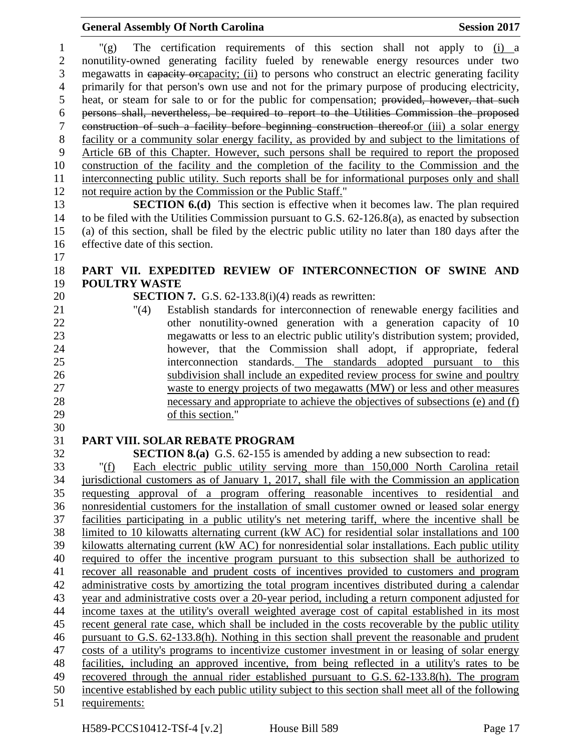"(g) The certification requirements of this section shall not apply to (i) a nonutility-owned generating facility fueled by renewable energy resources under two megawatts in ~~capacity or~~capacity; (ii) to persons who construct an electric generating facility primarily for that person's own use and not for the primary purpose of producing electricity, heat, or steam for sale to or for the public for compensation; ~~provided, however, that such persons shall, nevertheless, be required to report to the Utilities Commission the proposed construction of such a facility before beginning construction thereof.~~or (iii) a solar energy facility or a community solar energy facility, as provided by and subject to the limitations of Article 6B of this Chapter. However, such persons shall be required to report the proposed construction of the facility and the completion of the facility to the Commission and the interconnecting public utility. Such reports shall be for informational purposes only and shall not require action by the Commission or the Public Staff."

**SECTION 6.(d)** This section is effective when it becomes law. The plan required to be filed with the Utilities Commission pursuant to G.S. 62-126.8(a), as enacted by subsection (a) of this section, shall be filed by the electric public utility no later than 180 days after the effective date of this section.

## PART VII. EXPEDITED REVIEW OF INTERCONNECTION OF SWINE AND POULTRY WASTE

**SECTION 7.** G.S. 62-133.8(i)(4) reads as rewritten:

"(4) Establish standards for interconnection of renewable energy facilities and other nonutility-owned generation with a generation capacity of 10 megawatts or less to an electric public utility's distribution system; provided, however, that the Commission shall adopt, if appropriate, federal interconnection standards. The standards adopted pursuant to this subdivision shall include an expedited review process for swine and poultry waste to energy projects of two megawatts (MW) or less and other measures necessary and appropriate to achieve the objectives of subsections (e) and (f) of this section."

## PART VIII. SOLAR REBATE PROGRAM

**SECTION 8.(a)** G.S. 62-155 is amended by adding a new subsection to read:

"(f) Each electric public utility serving more than 150,000 North Carolina retail jurisdictional customers as of January 1, 2017, shall file with the Commission an application requesting approval of a program offering reasonable incentives to residential and nonresidential customers for the installation of small customer owned or leased solar energy facilities participating in a public utility's net metering tariff, where the incentive shall be limited to 10 kilowatts alternating current (kW AC) for residential solar installations and 100 kilowatts alternating current (kW AC) for nonresidential solar installations. Each public utility required to offer the incentive program pursuant to this subsection shall be authorized to recover all reasonable and prudent costs of incentives provided to customers and program administrative costs by amortizing the total program incentives distributed during a calendar year and administrative costs over a 20-year period, including a return component adjusted for income taxes at the utility's overall weighted average cost of capital established in its most recent general rate case, which shall be included in the costs recoverable by the public utility pursuant to G.S. 62-133.8(h). Nothing in this section shall prevent the reasonable and prudent costs of a utility's programs to incentivize customer investment in or leasing of solar energy facilities, including an approved incentive, from being reflected in a utility's rates to be recovered through the annual rider established pursuant to G.S. 62-133.8(h). The program incentive established by each public utility subject to this section shall meet all of the following requirements: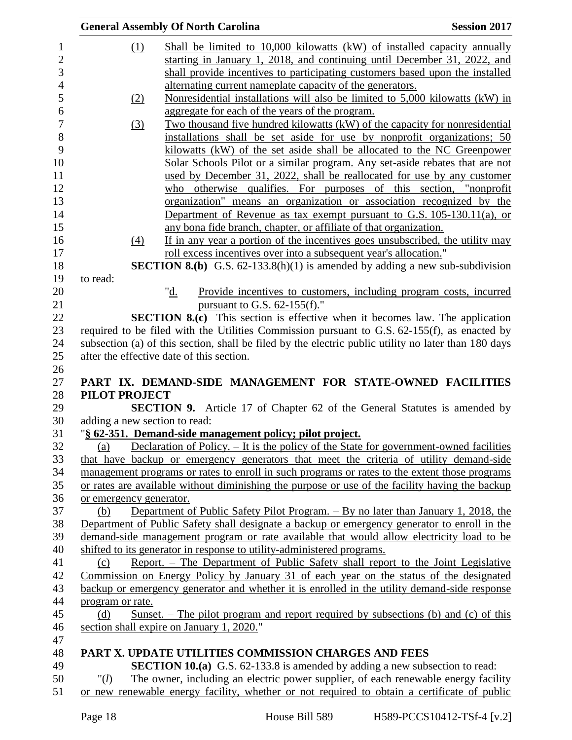(1) Shall be limited to 10,000 kilowatts (kW) of installed capacity annually starting in January 1, 2018, and continuing until December 31, 2022, and shall provide incentives to participating customers based upon the installed alternating current nameplate capacity of the generators.

(2) Nonresidential installations will also be limited to 5,000 kilowatts (kW) in aggregate for each of the years of the program.

(3) Two thousand five hundred kilowatts (kW) of the capacity for nonresidential installations shall be set aside for use by nonprofit organizations; 50 kilowatts (kW) of the set aside shall be allocated to the NC Greenpower Solar Schools Pilot or a similar program. Any set-aside rebates that are not used by December 31, 2022, shall be reallocated for use by any customer who otherwise qualifies. For purposes of this section, "nonprofit organization" means an organization or association recognized by the Department of Revenue as tax exempt pursuant to G.S. 105-130.11(a), or any bona fide branch, chapter, or affiliate of that organization.

(4) If in any year a portion of the incentives goes unsubscribed, the utility may roll excess incentives over into a subsequent year's allocation."

**SECTION 8.(b)** G.S. 62-133.8(h)(1) is amended by adding a new sub-subdivision to read:

"d. Provide incentives to customers, including program costs, incurred pursuant to G.S. 62-155(f)."

**SECTION 8.(c)** This section is effective when it becomes law. The application required to be filed with the Utilities Commission pursuant to G.S. 62-155(f), as enacted by subsection (a) of this section, shall be filed by the electric public utility no later than 180 days after the effective date of this section.

## PART IX. DEMAND-SIDE MANAGEMENT FOR STATE-OWNED FACILITIES PILOT PROJECT

**SECTION 9.** Article 17 of Chapter 62 of the General Statutes is amended by adding a new section to read:

"**§ 62-351. Demand-side management policy; pilot project.**

(a) Declaration of Policy. – It is the policy of the State for government-owned facilities that have backup or emergency generators that meet the criteria of utility demand-side management programs or rates to enroll in such programs or rates to the extent those programs or rates are available without diminishing the purpose or use of the facility having the backup or emergency generator.

(b) Department of Public Safety Pilot Program. – By no later than January 1, 2018, the Department of Public Safety shall designate a backup or emergency generator to enroll in the demand-side management program or rate available that would allow electricity load to be shifted to its generator in response to utility-administered programs.

(c) Report. – The Department of Public Safety shall report to the Joint Legislative Commission on Energy Policy by January 31 of each year on the status of the designated backup or emergency generator and whether it is enrolled in the utility demand-side response program or rate.

(d) Sunset. – The pilot program and report required by subsections (b) and (c) of this section shall expire on January 1, 2020."

## PART X. UPDATE UTILITIES COMMISSION CHARGES AND FEES

**SECTION 10.(a)** G.S. 62-133.8 is amended by adding a new subsection to read:

"(*l*) The owner, including an electric power supplier, of each renewable energy facility or new renewable energy facility, whether or not required to obtain a certificate of public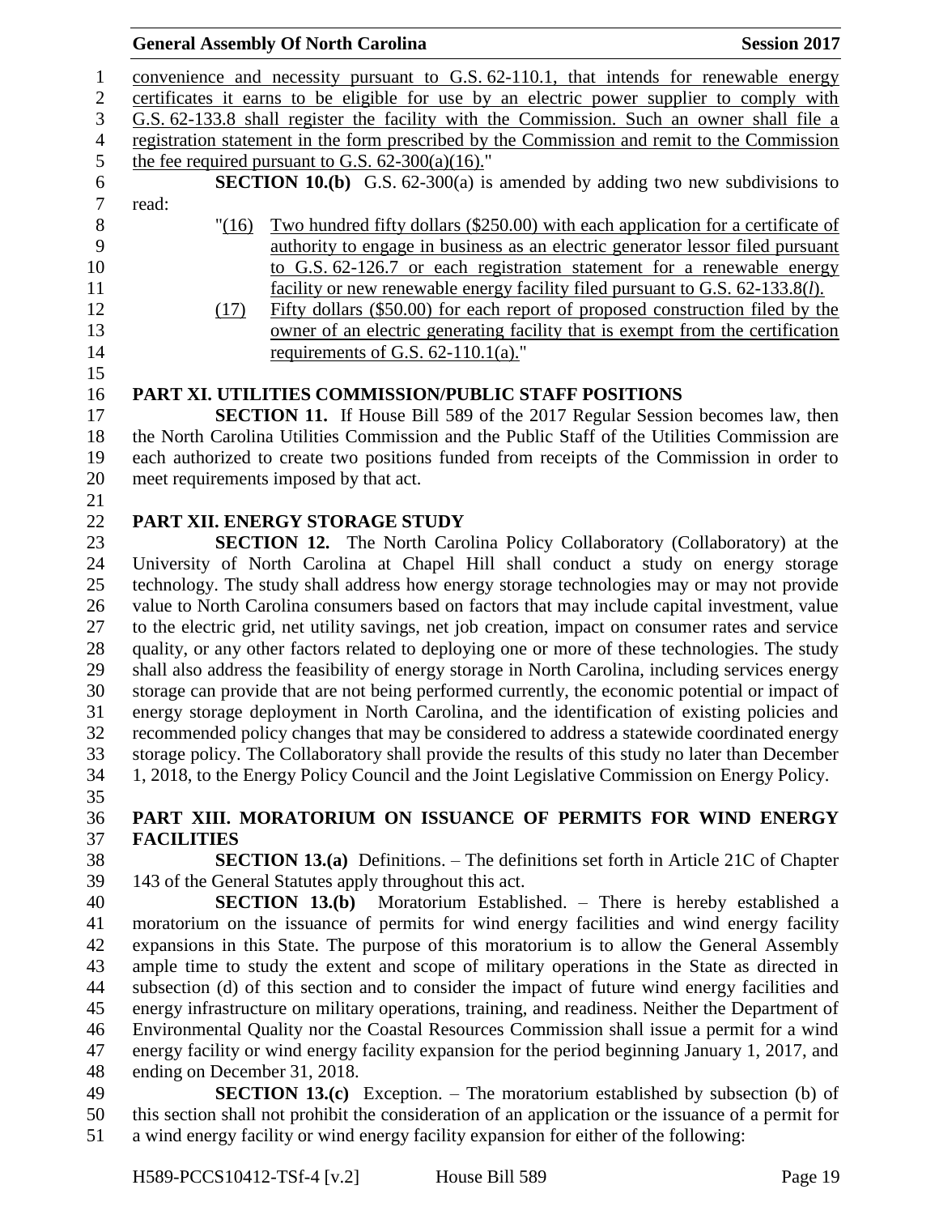convenience and necessity pursuant to G.S. 62-110.1, that intends for renewable energy certificates it earns to be eligible for use by an electric power supplier to comply with G.S. 62-133.8 shall register the facility with the Commission. Such an owner shall file a registration statement in the form prescribed by the Commission and remit to the Commission the fee required pursuant to G.S. 62-300(a)(16)."

**SECTION 10.(b)** G.S. 62-300(a) is amended by adding two new subdivisions to read:

"(16) Two hundred fifty dollars ($250.00) with each application for a certificate of authority to engage in business as an electric generator lessor filed pursuant to G.S. 62-126.7 or each registration statement for a renewable energy facility or new renewable energy facility filed pursuant to G.S. 62-133.8(*l*).

(17) Fifty dollars ($50.00) for each report of proposed construction filed by the owner of an electric generating facility that is exempt from the certification requirements of G.S. 62-110.1(a)."

## PART XI. UTILITIES COMMISSION/PUBLIC STAFF POSITIONS

**SECTION 11.** If House Bill 589 of the 2017 Regular Session becomes law, then the North Carolina Utilities Commission and the Public Staff of the Utilities Commission are each authorized to create two positions funded from receipts of the Commission in order to meet requirements imposed by that act.

## PART XII. ENERGY STORAGE STUDY

**SECTION 12.** The North Carolina Policy Collaboratory (Collaboratory) at the University of North Carolina at Chapel Hill shall conduct a study on energy storage technology. The study shall address how energy storage technologies may or may not provide value to North Carolina consumers based on factors that may include capital investment, value to the electric grid, net utility savings, net job creation, impact on consumer rates and service quality, or any other factors related to deploying one or more of these technologies. The study shall also address the feasibility of energy storage in North Carolina, including services energy storage can provide that are not being performed currently, the economic potential or impact of energy storage deployment in North Carolina, and the identification of existing policies and recommended policy changes that may be considered to address a statewide coordinated energy storage policy. The Collaboratory shall provide the results of this study no later than December 1, 2018, to the Energy Policy Council and the Joint Legislative Commission on Energy Policy.

## PART XIII. MORATORIUM ON ISSUANCE OF PERMITS FOR WIND ENERGY FACILITIES

**SECTION 13.(a)** Definitions. – The definitions set forth in Article 21C of Chapter 143 of the General Statutes apply throughout this act.

**SECTION 13.(b)** Moratorium Established. – There is hereby established a moratorium on the issuance of permits for wind energy facilities and wind energy facility expansions in this State. The purpose of this moratorium is to allow the General Assembly ample time to study the extent and scope of military operations in the State as directed in subsection (d) of this section and to consider the impact of future wind energy facilities and energy infrastructure on military operations, training, and readiness. Neither the Department of Environmental Quality nor the Coastal Resources Commission shall issue a permit for a wind energy facility or wind energy facility expansion for the period beginning January 1, 2017, and ending on December 31, 2018.

**SECTION 13.(c)** Exception. – The moratorium established by subsection (b) of this section shall not prohibit the consideration of an application or the issuance of a permit for a wind energy facility or wind energy facility expansion for either of the following: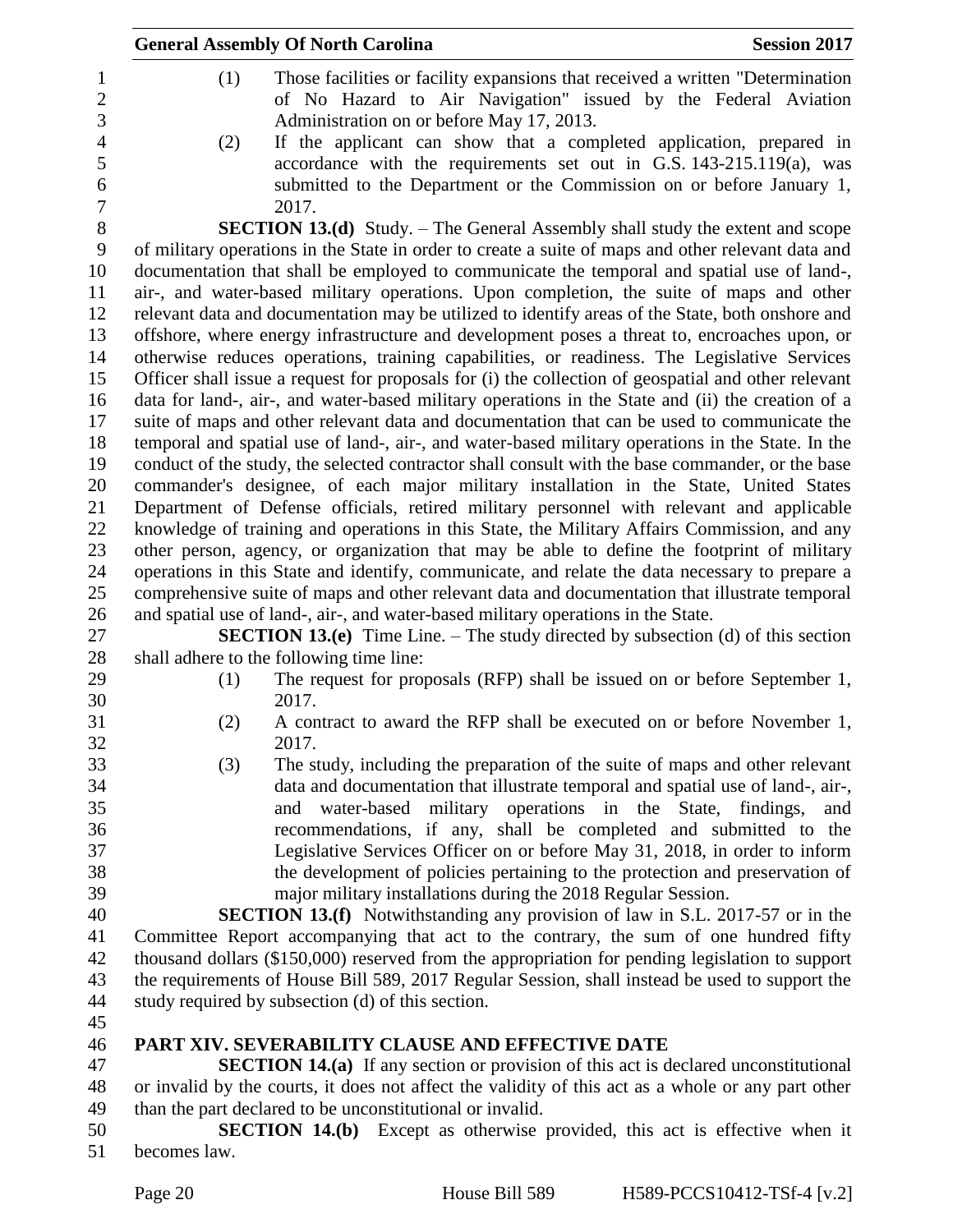(1) Those facilities or facility expansions that received a written "Determination of No Hazard to Air Navigation" issued by the Federal Aviation Administration on or before May 17, 2013.

(2) If the applicant can show that a completed application, prepared in accordance with the requirements set out in G.S. 143-215.119(a), was submitted to the Department or the Commission on or before January 1, 2017.

**SECTION 13.(d)** Study. – The General Assembly shall study the extent and scope of military operations in the State in order to create a suite of maps and other relevant data and documentation that shall be employed to communicate the temporal and spatial use of land-, air-, and water-based military operations. Upon completion, the suite of maps and other relevant data and documentation may be utilized to identify areas of the State, both onshore and offshore, where energy infrastructure and development poses a threat to, encroaches upon, or otherwise reduces operations, training capabilities, or readiness. The Legislative Services Officer shall issue a request for proposals for (i) the collection of geospatial and other relevant data for land-, air-, and water-based military operations in the State and (ii) the creation of a suite of maps and other relevant data and documentation that can be used to communicate the temporal and spatial use of land-, air-, and water-based military operations in the State. In the conduct of the study, the selected contractor shall consult with the base commander, or the base commander's designee, of each major military installation in the State, United States Department of Defense officials, retired military personnel with relevant and applicable knowledge of training and operations in this State, the Military Affairs Commission, and any other person, agency, or organization that may be able to define the footprint of military operations in this State and identify, communicate, and relate the data necessary to prepare a comprehensive suite of maps and other relevant data and documentation that illustrate temporal and spatial use of land-, air-, and water-based military operations in the State.

**SECTION 13.(e)** Time Line. – The study directed by subsection (d) of this section shall adhere to the following time line:

(1) The request for proposals (RFP) shall be issued on or before September 1, 2017.

(2) A contract to award the RFP shall be executed on or before November 1, 2017.

(3) The study, including the preparation of the suite of maps and other relevant data and documentation that illustrate temporal and spatial use of land-, air-, and water-based military operations in the State, findings, and recommendations, if any, shall be completed and submitted to the Legislative Services Officer on or before May 31, 2018, in order to inform the development of policies pertaining to the protection and preservation of major military installations during the 2018 Regular Session.

**SECTION 13.(f)** Notwithstanding any provision of law in S.L. 2017-57 or in the Committee Report accompanying that act to the contrary, the sum of one hundred fifty thousand dollars ($150,000) reserved from the appropriation for pending legislation to support the requirements of House Bill 589, 2017 Regular Session, shall instead be used to support the study required by subsection (d) of this section.

## PART XIV. SEVERABILITY CLAUSE AND EFFECTIVE DATE

**SECTION 14.(a)** If any section or provision of this act is declared unconstitutional or invalid by the courts, it does not affect the validity of this act as a whole or any part other than the part declared to be unconstitutional or invalid.

**SECTION 14.(b)** Except as otherwise provided, this act is effective when it becomes law.